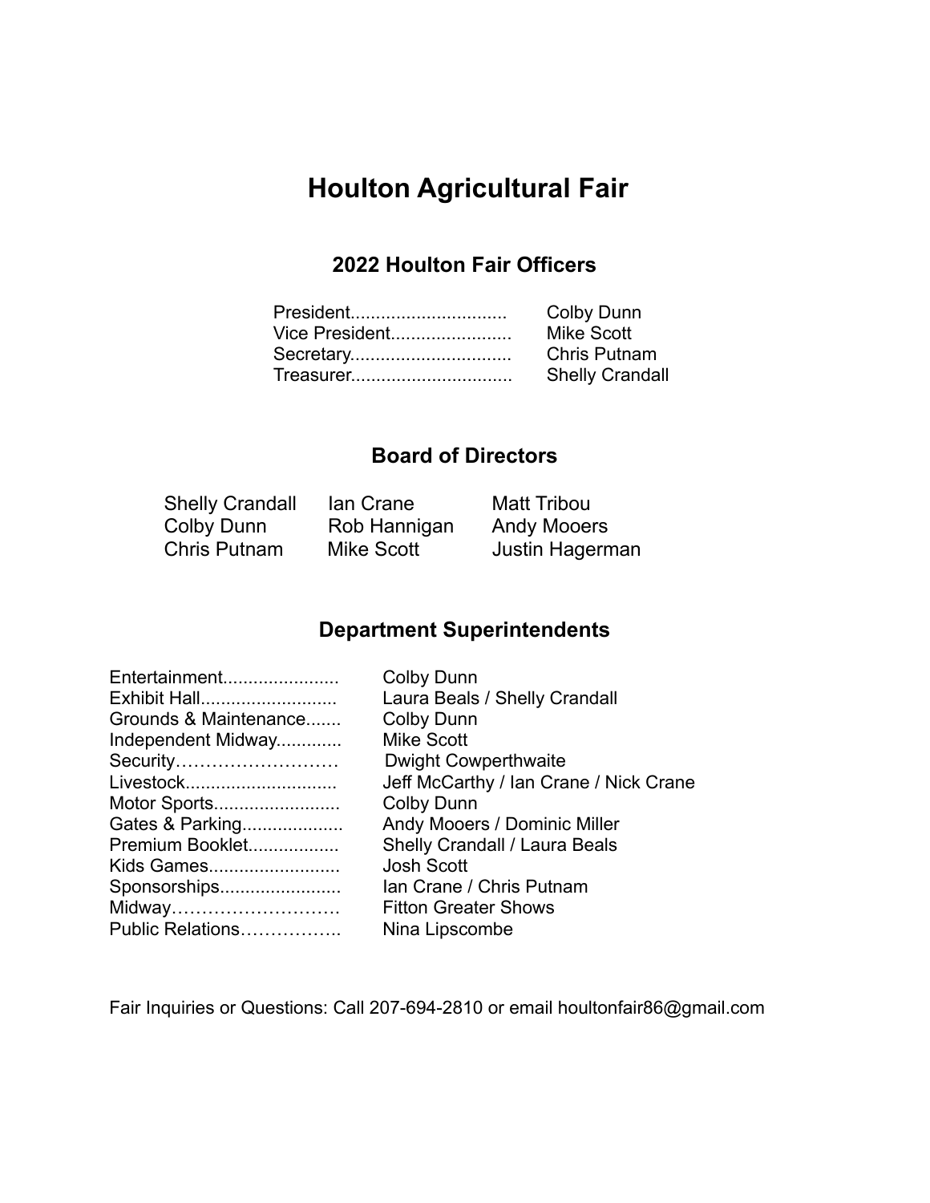# Houlton Agricultural Fair

## 2022 Houlton Fair Officers

| Office | Name |
| --- | --- |
| President | Colby Dunn |
| Vice President | Mike Scott |
| Secretary | Chris Putnam |
| Treasurer | Shelly Crandall |

## Board of Directors

| | | |
| --- | --- | --- |
| Shelly Crandall | Ian Crane | Matt Tribou |
| Colby Dunn | Rob Hannigan | Andy Mooers |
| Chris Putnam | Mike Scott | Justin Hagerman |

## Department Superintendents

| Department | Superintendent |
| --- | --- |
| Entertainment | Colby Dunn |
| Exhibit Hall | Laura Beals / Shelly Crandall |
| Grounds & Maintenance | Colby Dunn |
| Independent Midway | Mike Scott |
| Security | Dwight Cowperthwaite |
| Livestock | Jeff McCarthy / Ian Crane / Nick Crane |
| Motor Sports | Colby Dunn |
| Gates & Parking | Andy Mooers / Dominic Miller |
| Premium Booklet | Shelly Crandall / Laura Beals |
| Kids Games | Josh Scott |
| Sponsorships | Ian Crane / Chris Putnam |
| Midway | Fitton Greater Shows |
| Public Relations | Nina Lipscombe |

Fair Inquiries or Questions: Call 207-694-2810 or email houltonfair86@gmail.com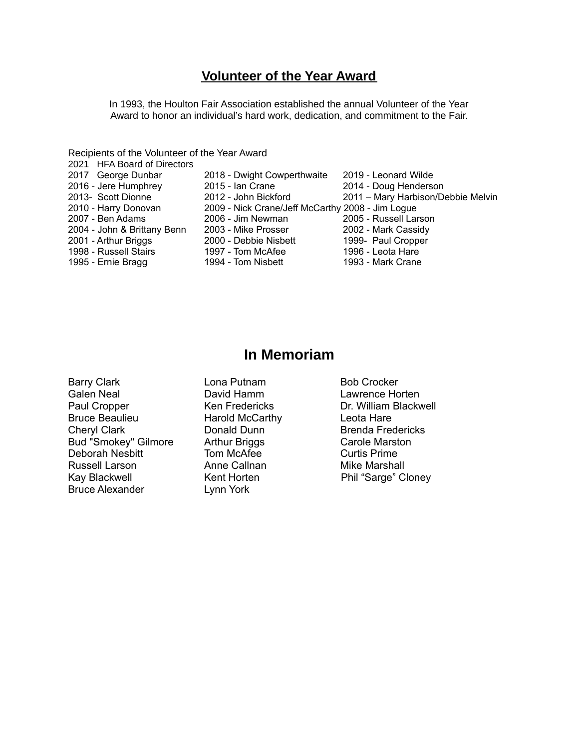## Volunteer of the Year Award

In 1993, the Houlton Fair Association established the annual Volunteer of the Year Award to honor an individual's hard work, dedication, and commitment to the Fair.

Recipients of the Volunteer of the Year Award

2021 HFA Board of Directors

| | | |
|---|---|---|
| 2017 George Dunbar | 2018 - Dwight Cowperthwaite | 2019 - Leonard Wilde |
| 2016 - Jere Humphrey | 2015 - Ian Crane | 2014 - Doug Henderson |
| 2013- Scott Dionne | 2012 - John Bickford | 2011 – Mary Harbison/Debbie Melvin |
| 2010 - Harry Donovan | 2009 - Nick Crane/Jeff McCarthy | 2008 - Jim Logue |
| 2007 - Ben Adams | 2006 - Jim Newman | 2005 - Russell Larson |
| 2004 - John & Brittany Benn | 2003 - Mike Prosser | 2002 - Mark Cassidy |
| 2001 - Arthur Briggs | 2000 - Debbie Nisbett | 1999- Paul Cropper |
| 1998 - Russell Stairs | 1997 - Tom McAfee | 1996 - Leota Hare |
| 1995 - Ernie Bragg | 1994 - Tom Nisbett | 1993 - Mark Crane |

## In Memoriam

| | | |
|---|---|---|
| Barry Clark | Lona Putnam | Bob Crocker |
| Galen Neal | David Hamm | Lawrence Horten |
| Paul Cropper | Ken Fredericks | Dr. William Blackwell |
| Bruce Beaulieu | Harold McCarthy | Leota Hare |
| Cheryl Clark | Donald Dunn | Brenda Fredericks |
| Bud "Smokey" Gilmore | Arthur Briggs | Carole Marston |
| Deborah Nesbitt | Tom McAfee | Curtis Prime |
| Russell Larson | Anne Callnan | Mike Marshall |
| Kay Blackwell | Kent Horten | Phil "Sarge" Cloney |
| Bruce Alexander | Lynn York | |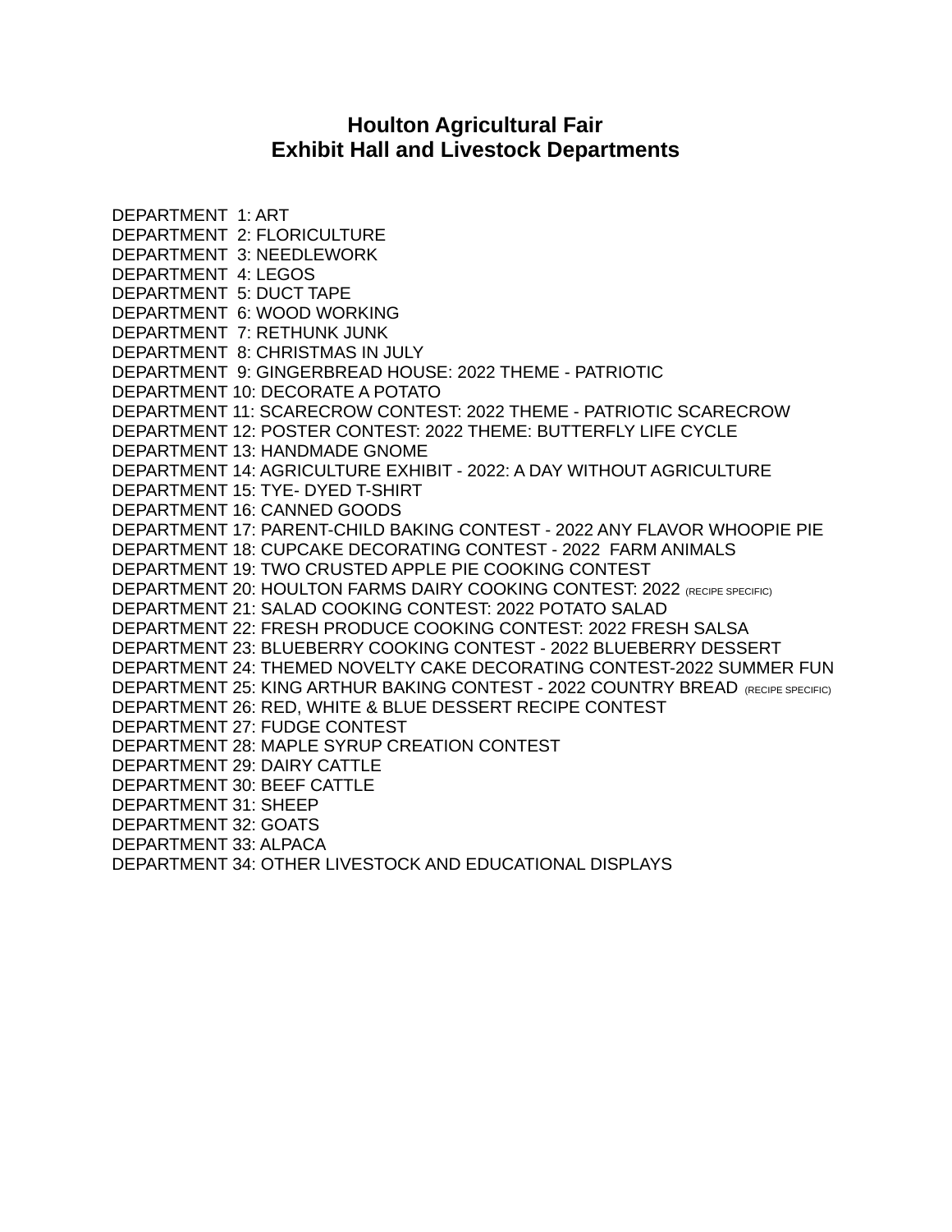# Houlton Agricultural Fair
## Exhibit Hall and Livestock Departments

DEPARTMENT 1: ART
DEPARTMENT 2: FLORICULTURE
DEPARTMENT 3: NEEDLEWORK
DEPARTMENT 4: LEGOS
DEPARTMENT 5: DUCT TAPE
DEPARTMENT 6: WOOD WORKING
DEPARTMENT 7: RETHUNK JUNK
DEPARTMENT 8: CHRISTMAS IN JULY
DEPARTMENT 9: GINGERBREAD HOUSE: 2022 THEME - PATRIOTIC
DEPARTMENT 10: DECORATE A POTATO
DEPARTMENT 11: SCARECROW CONTEST: 2022 THEME - PATRIOTIC SCARECROW
DEPARTMENT 12: POSTER CONTEST: 2022 THEME: BUTTERFLY LIFE CYCLE
DEPARTMENT 13: HANDMADE GNOME
DEPARTMENT 14: AGRICULTURE EXHIBIT - 2022: A DAY WITHOUT AGRICULTURE
DEPARTMENT 15: TYE- DYED T-SHIRT
DEPARTMENT 16: CANNED GOODS
DEPARTMENT 17: PARENT-CHILD BAKING CONTEST - 2022 ANY FLAVOR WHOOPIE PIE
DEPARTMENT 18: CUPCAKE DECORATING CONTEST - 2022 FARM ANIMALS
DEPARTMENT 19: TWO CRUSTED APPLE PIE COOKING CONTEST
DEPARTMENT 20: HOULTON FARMS DAIRY COOKING CONTEST: 2022 (RECIPE SPECIFIC)
DEPARTMENT 21: SALAD COOKING CONTEST: 2022 POTATO SALAD
DEPARTMENT 22: FRESH PRODUCE COOKING CONTEST: 2022 FRESH SALSA
DEPARTMENT 23: BLUEBERRY COOKING CONTEST - 2022 BLUEBERRY DESSERT
DEPARTMENT 24: THEMED NOVELTY CAKE DECORATING CONTEST-2022 SUMMER FUN
DEPARTMENT 25: KING ARTHUR BAKING CONTEST - 2022 COUNTRY BREAD (RECIPE SPECIFIC)
DEPARTMENT 26: RED, WHITE & BLUE DESSERT RECIPE CONTEST
DEPARTMENT 27: FUDGE CONTEST
DEPARTMENT 28: MAPLE SYRUP CREATION CONTEST
DEPARTMENT 29: DAIRY CATTLE
DEPARTMENT 30: BEEF CATTLE
DEPARTMENT 31: SHEEP
DEPARTMENT 32: GOATS
DEPARTMENT 33: ALPACA
DEPARTMENT 34: OTHER LIVESTOCK AND EDUCATIONAL DISPLAYS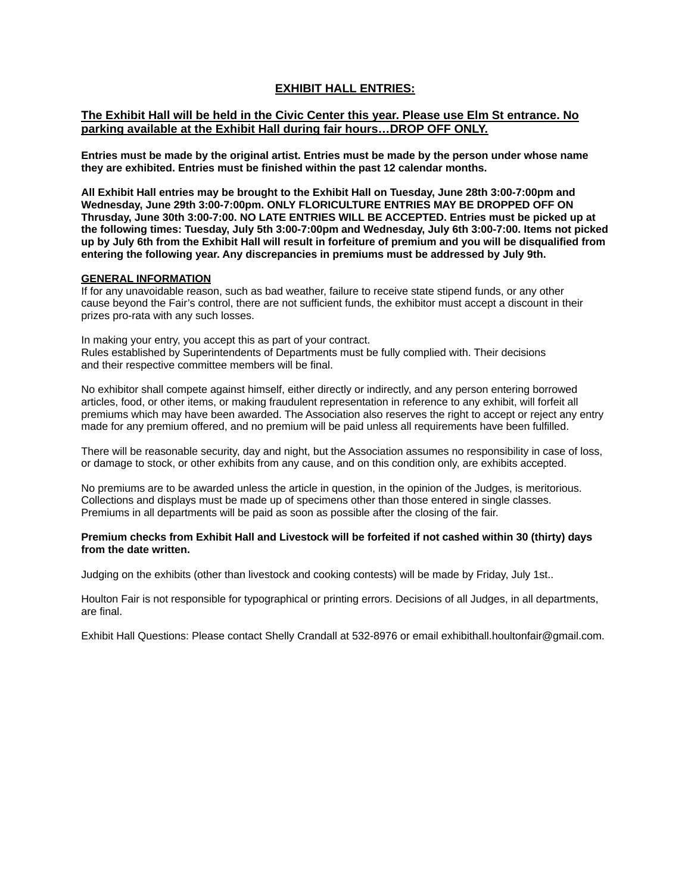# EXHIBIT HALL ENTRIES:

**The Exhibit Hall will be held in the Civic Center this year. Please use Elm St entrance. No parking available at the Exhibit Hall during fair hours…DROP OFF ONLY.**

**Entries must be made by the original artist. Entries must be made by the person under whose name they are exhibited. Entries must be finished within the past 12 calendar months.**

**All Exhibit Hall entries may be brought to the Exhibit Hall on Tuesday, June 28th 3:00-7:00pm and Wednesday, June 29th 3:00-7:00pm. ONLY FLORICULTURE ENTRIES MAY BE DROPPED OFF ON Thrusday, June 30th 3:00-7:00. NO LATE ENTRIES WILL BE ACCEPTED. Entries must be picked up at the following times: Tuesday, July 5th 3:00-7:00pm and Wednesday, July 6th 3:00-7:00. Items not picked up by July 6th from the Exhibit Hall will result in forfeiture of premium and you will be disqualified from entering the following year. Any discrepancies in premiums must be addressed by July 9th.**

## GENERAL INFORMATION

If for any unavoidable reason, such as bad weather, failure to receive state stipend funds, or any other cause beyond the Fair's control, there are not sufficient funds, the exhibitor must accept a discount in their prizes pro-rata with any such losses.

In making your entry, you accept this as part of your contract.
Rules established by Superintendents of Departments must be fully complied with. Their decisions and their respective committee members will be final.

No exhibitor shall compete against himself, either directly or indirectly, and any person entering borrowed articles, food, or other items, or making fraudulent representation in reference to any exhibit, will forfeit all premiums which may have been awarded. The Association also reserves the right to accept or reject any entry made for any premium offered, and no premium will be paid unless all requirements have been fulfilled.

There will be reasonable security, day and night, but the Association assumes no responsibility in case of loss, or damage to stock, or other exhibits from any cause, and on this condition only, are exhibits accepted.

No premiums are to be awarded unless the article in question, in the opinion of the Judges, is meritorious. Collections and displays must be made up of specimens other than those entered in single classes. Premiums in all departments will be paid as soon as possible after the closing of the fair.

**Premium checks from Exhibit Hall and Livestock will be forfeited if not cashed within 30 (thirty) days from the date written.**

Judging on the exhibits (other than livestock and cooking contests) will be made by Friday, July 1st..

Houlton Fair is not responsible for typographical or printing errors. Decisions of all Judges, in all departments, are final.

Exhibit Hall Questions: Please contact Shelly Crandall at 532-8976 or email exhibithall.houltonfair@gmail.com.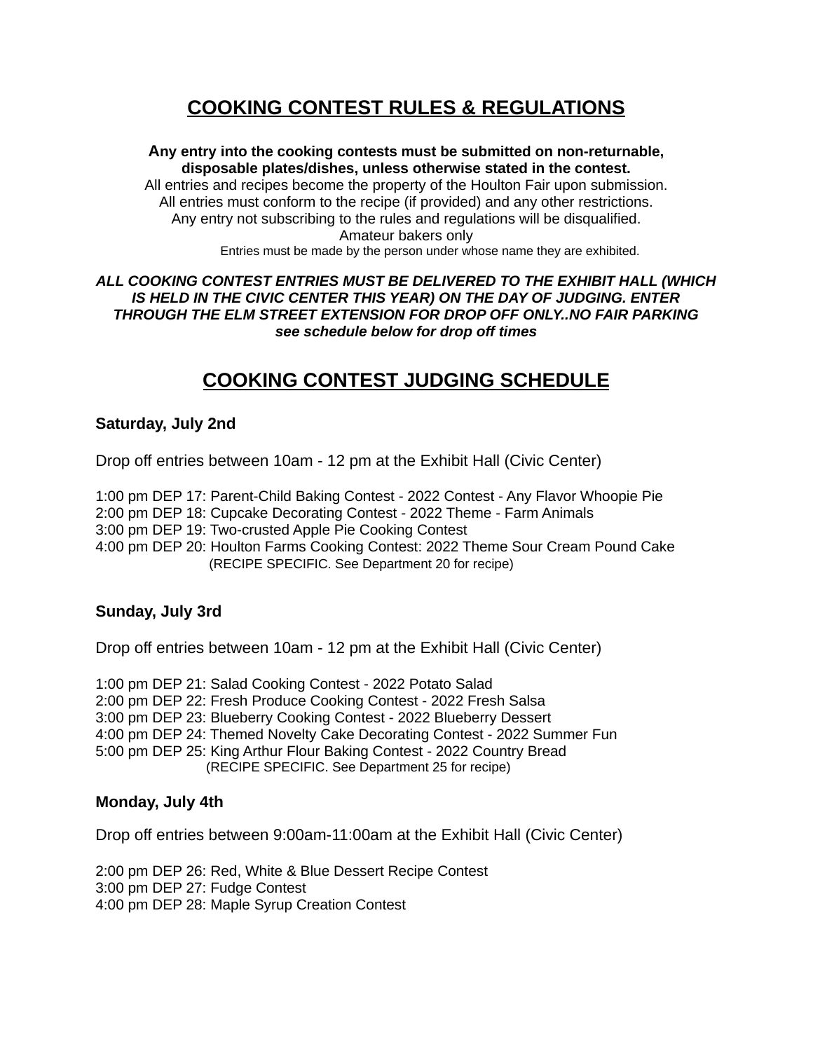# COOKING CONTEST RULES & REGULATIONS

**Any entry into the cooking contests must be submitted on non-returnable, disposable plates/dishes, unless otherwise stated in the contest.**

All entries and recipes become the property of the Houlton Fair upon submission.

All entries must conform to the recipe (if provided) and any other restrictions.

Any entry not subscribing to the rules and regulations will be disqualified.

Amateur bakers only

Entries must be made by the person under whose name they are exhibited.

***ALL COOKING CONTEST ENTRIES MUST BE DELIVERED TO THE EXHIBIT HALL (WHICH IS HELD IN THE CIVIC CENTER THIS YEAR) ON THE DAY OF JUDGING. ENTER THROUGH THE ELM STREET EXTENSION FOR DROP OFF ONLY..NO FAIR PARKING***
***see schedule below for drop off times***

# COOKING CONTEST JUDGING SCHEDULE

**Saturday, July 2nd**

Drop off entries between 10am - 12 pm at the Exhibit Hall (Civic Center)

1:00 pm DEP 17: Parent-Child Baking Contest - 2022 Contest - Any Flavor Whoopie Pie
2:00 pm DEP 18: Cupcake Decorating Contest - 2022 Theme - Farm Animals
3:00 pm DEP 19: Two-crusted Apple Pie Cooking Contest
4:00 pm DEP 20: Houlton Farms Cooking Contest: 2022 Theme Sour Cream Pound Cake
(RECIPE SPECIFIC. See Department 20 for recipe)

**Sunday, July 3rd**

Drop off entries between 10am - 12 pm at the Exhibit Hall (Civic Center)

1:00 pm DEP 21: Salad Cooking Contest - 2022 Potato Salad
2:00 pm DEP 22: Fresh Produce Cooking Contest - 2022 Fresh Salsa
3:00 pm DEP 23: Blueberry Cooking Contest - 2022 Blueberry Dessert
4:00 pm DEP 24: Themed Novelty Cake Decorating Contest - 2022 Summer Fun
5:00 pm DEP 25: King Arthur Flour Baking Contest - 2022 Country Bread
(RECIPE SPECIFIC. See Department 25 for recipe)

**Monday, July 4th**

Drop off entries between 9:00am-11:00am at the Exhibit Hall (Civic Center)

2:00 pm DEP 26: Red, White & Blue Dessert Recipe Contest
3:00 pm DEP 27: Fudge Contest
4:00 pm DEP 28: Maple Syrup Creation Contest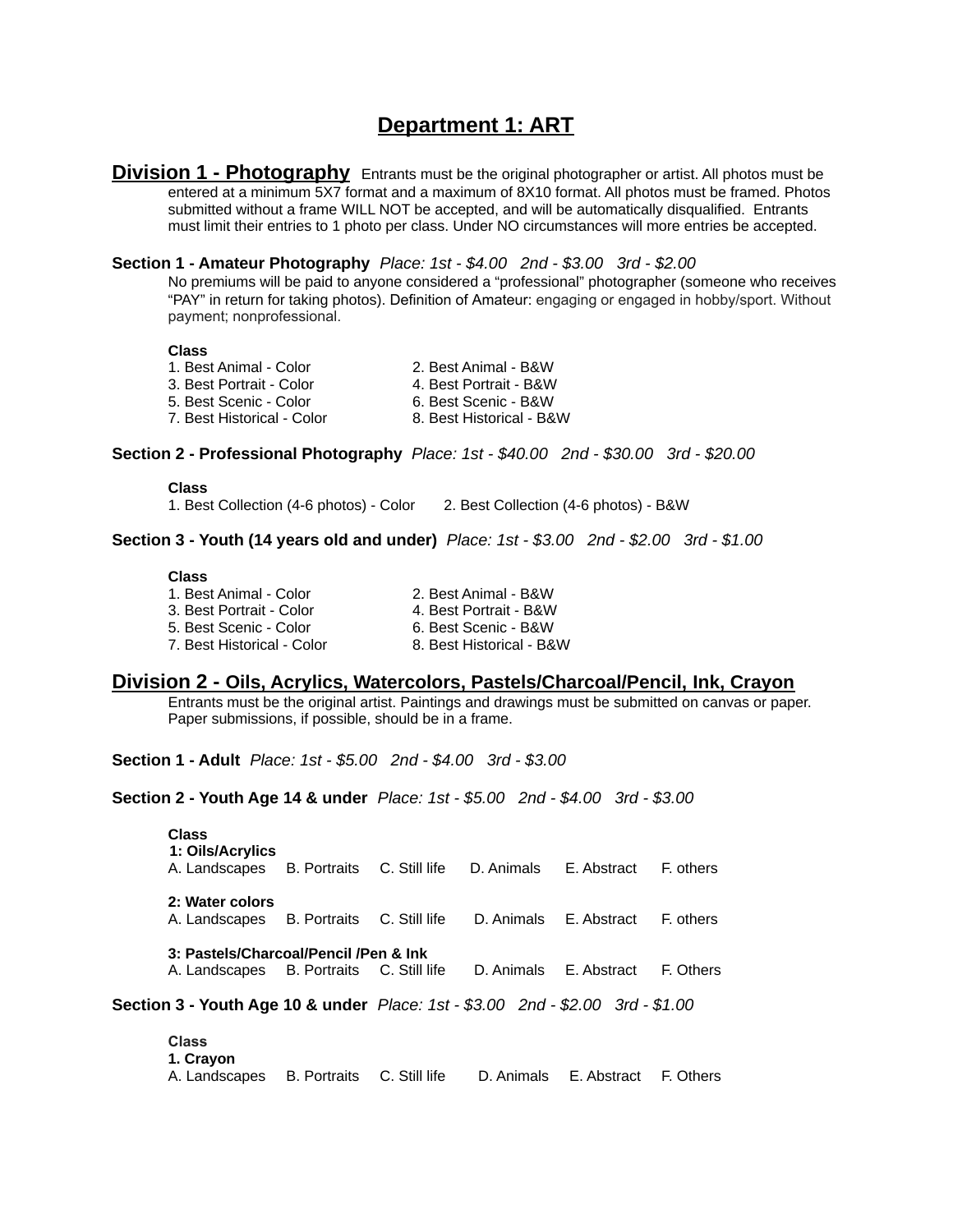# Department 1: ART

## Division 1 - Photography

Entrants must be the original photographer or artist. All photos must be entered at a minimum 5X7 format and a maximum of 8X10 format. All photos must be framed. Photos submitted without a frame WILL NOT be accepted, and will be automatically disqualified. Entrants must limit their entries to 1 photo per class. Under NO circumstances will more entries be accepted.

**Section 1 - Amateur Photography** *Place: 1st - $4.00 2nd - $3.00 3rd - $2.00*

No premiums will be paid to anyone considered a "professional" photographer (someone who receives "PAY" in return for taking photos). Definition of Amateur: engaging or engaged in hobby/sport. Without payment; nonprofessional.

**Class**

1. Best Animal - Color
2. Best Animal - B&W
3. Best Portrait - Color
4. Best Portrait - B&W
5. Best Scenic - Color
6. Best Scenic - B&W
7. Best Historical - Color
8. Best Historical - B&W

**Section 2 - Professional Photography** *Place: 1st - $40.00 2nd - $30.00 3rd - $20.00*

**Class**

1. Best Collection (4-6 photos) - Color
2. Best Collection (4-6 photos) - B&W

**Section 3 - Youth (14 years old and under)** *Place: 1st - $3.00 2nd - $2.00 3rd - $1.00*

**Class**

1. Best Animal - Color
2. Best Animal - B&W
3. Best Portrait - Color
4. Best Portrait - B&W
5. Best Scenic - Color
6. Best Scenic - B&W
7. Best Historical - Color
8. Best Historical - B&W

## Division 2 - Oils, Acrylics, Watercolors, Pastels/Charcoal/Pencil, Ink, Crayon

Entrants must be the original artist. Paintings and drawings must be submitted on canvas or paper. Paper submissions, if possible, should be in a frame.

**Section 1 - Adult** *Place: 1st - $5.00 2nd - $4.00 3rd - $3.00*

**Section 2 - Youth Age 14 & under** *Place: 1st - $5.00 2nd - $4.00 3rd - $3.00*

**Class**

**1: Oils/Acrylics**

A. Landscapes B. Portraits C. Still life D. Animals E. Abstract F. others

**2: Water colors**

A. Landscapes B. Portraits C. Still life D. Animals E. Abstract F. others

**3: Pastels/Charcoal/Pencil /Pen & Ink**

A. Landscapes B. Portraits C. Still life D. Animals E. Abstract F. Others

**Section 3 - Youth Age 10 & under** *Place: 1st - $3.00 2nd - $2.00 3rd - $1.00*

**Class**

**1. Crayon**

A. Landscapes B. Portraits C. Still life D. Animals E. Abstract F. Others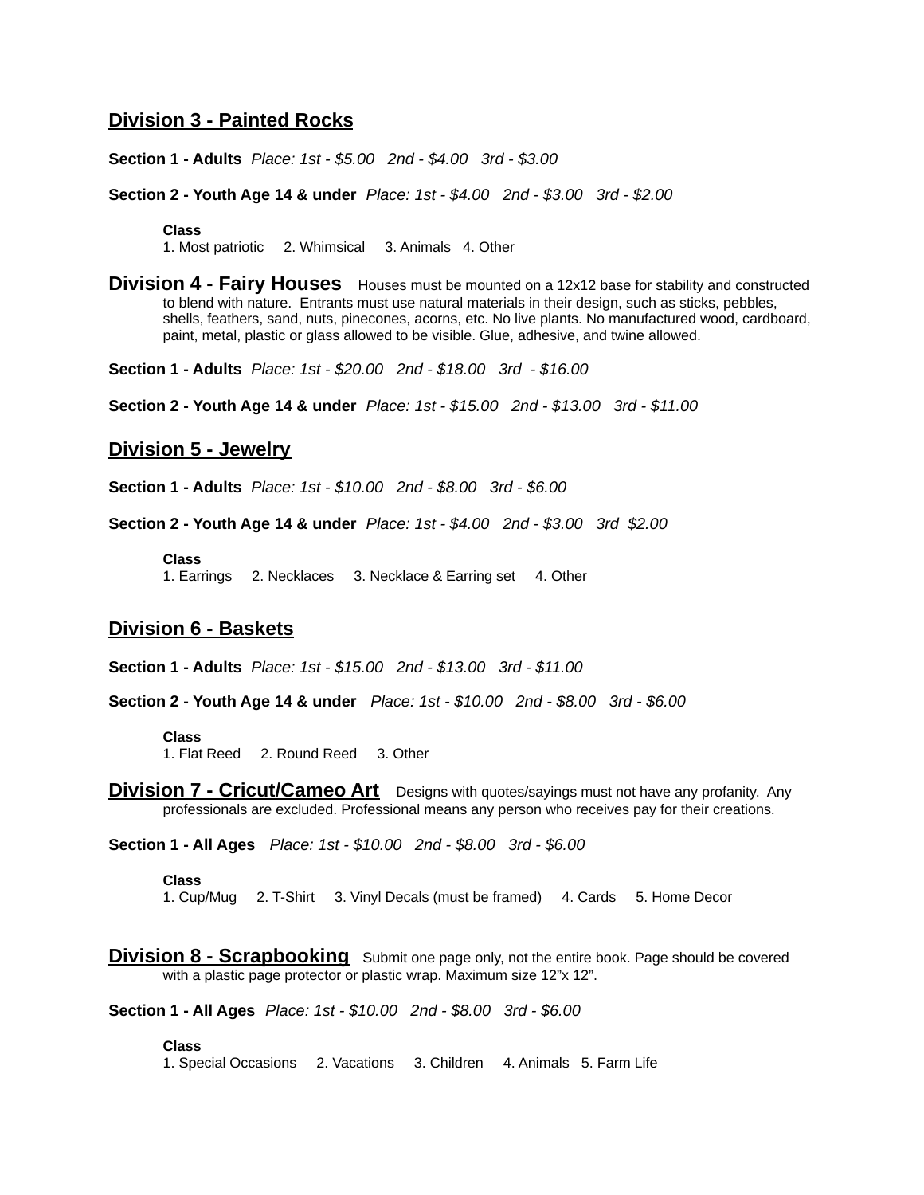## Division 3 - Painted Rocks

**Section 1 - Adults** *Place: 1st - $5.00   2nd - $4.00   3rd - $3.00*

**Section 2 - Youth Age 14 & under** *Place: 1st - $4.00   2nd - $3.00   3rd - $2.00*

**Class**
1. Most patriotic   2. Whimsical   3. Animals   4. Other

## Division 4 - Fairy Houses

Houses must be mounted on a 12x12 base for stability and constructed to blend with nature. Entrants must use natural materials in their design, such as sticks, pebbles, shells, feathers, sand, nuts, pinecones, acorns, etc. No live plants. No manufactured wood, cardboard, paint, metal, plastic or glass allowed to be visible. Glue, adhesive, and twine allowed.

**Section 1 - Adults** *Place: 1st - $20.00   2nd - $18.00   3rd - $16.00*

**Section 2 - Youth Age 14 & under** *Place: 1st - $15.00   2nd - $13.00   3rd - $11.00*

## Division 5 - Jewelry

**Section 1 - Adults** *Place: 1st - $10.00   2nd - $8.00   3rd - $6.00*

**Section 2 - Youth Age 14 & under** *Place: 1st - $4.00   2nd - $3.00   3rd $2.00*

**Class**
1. Earrings   2. Necklaces   3. Necklace & Earring set   4. Other

## Division 6 - Baskets

**Section 1 - Adults** *Place: 1st - $15.00   2nd - $13.00   3rd - $11.00*

**Section 2 - Youth Age 14 & under** *Place: 1st - $10.00   2nd - $8.00   3rd - $6.00*

**Class**
1. Flat Reed   2. Round Reed   3. Other

## Division 7 - Cricut/Cameo Art

Designs with quotes/sayings must not have any profanity. Any professionals are excluded. Professional means any person who receives pay for their creations.

**Section 1 - All Ages** *Place: 1st - $10.00   2nd - $8.00   3rd - $6.00*

**Class**
1. Cup/Mug   2. T-Shirt   3. Vinyl Decals (must be framed)   4. Cards   5. Home Decor

## Division 8 - Scrapbooking

Submit one page only, not the entire book. Page should be covered with a plastic page protector or plastic wrap. Maximum size 12"x 12".

**Section 1 - All Ages** *Place: 1st - $10.00   2nd - $8.00   3rd - $6.00*

**Class**
1. Special Occasions   2. Vacations   3. Children   4. Animals   5. Farm Life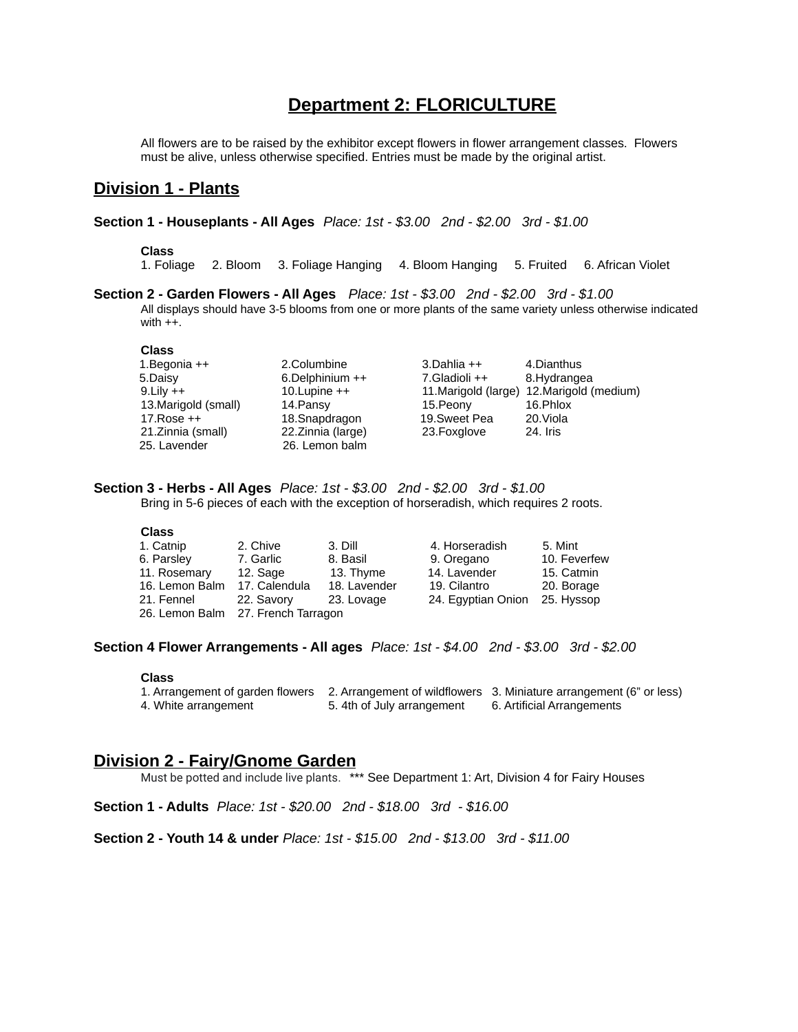# Department 2: FLORICULTURE

All flowers are to be raised by the exhibitor except flowers in flower arrangement classes. Flowers must be alive, unless otherwise specified. Entries must be made by the original artist.

## Division 1 - Plants

**Section 1 - Houseplants - All Ages** *Place: 1st - $3.00 2nd - $2.00 3rd - $1.00*

**Class**

1. Foliage 2. Bloom 3. Foliage Hanging 4. Bloom Hanging 5. Fruited 6. African Violet

**Section 2 - Garden Flowers - All Ages** *Place: 1st - $3.00 2nd - $2.00 3rd - $1.00*

All displays should have 3-5 blooms from one or more plants of the same variety unless otherwise indicated with ++.

**Class**

| | | | |
|---|---|---|---|
| 1.Begonia ++ | 2.Columbine | 3.Dahlia ++ | 4.Dianthus |
| 5.Daisy | 6.Delphinium ++ | 7.Gladioli ++ | 8.Hydrangea |
| 9.Lily ++ | 10.Lupine ++ | 11.Marigold (large) | 12.Marigold (medium) |
| 13.Marigold (small) | 14.Pansy | 15.Peony | 16.Phlox |
| 17.Rose ++ | 18.Snapdragon | 19.Sweet Pea | 20.Viola |
| 21.Zinnia (small) | 22.Zinnia (large) | 23.Foxglove | 24. Iris |
| 25. Lavender | 26. Lemon balm | | |

**Section 3 - Herbs - All Ages** *Place: 1st - $3.00 2nd - $2.00 3rd - $1.00*

Bring in 5-6 pieces of each with the exception of horseradish, which requires 2 roots.

**Class**

| | | | | |
|---|---|---|---|---|
| 1. Catnip | 2. Chive | 3. Dill | 4. Horseradish | 5. Mint |
| 6. Parsley | 7. Garlic | 8. Basil | 9. Oregano | 10. Feverfew |
| 11. Rosemary | 12. Sage | 13. Thyme | 14. Lavender | 15. Catmin |
| 16. Lemon Balm | 17. Calendula | 18. Lavender | 19. Cilantro | 20. Borage |
| 21. Fennel | 22. Savory | 23. Lovage | 24. Egyptian Onion | 25. Hyssop |
| 26. Lemon Balm | 27. French Tarragon | | | |

**Section 4 Flower Arrangements - All ages** *Place: 1st - $4.00 2nd - $3.00 3rd - $2.00*

**Class**

| | | |
|---|---|---|
| 1. Arrangement of garden flowers | 2. Arrangement of wildflowers | 3. Miniature arrangement (6” or less) |
| 4. White arrangement | 5. 4th of July arrangement | 6. Artificial Arrangements |

## Division 2 - Fairy/Gnome Garden

Must be potted and include live plants. *** See Department 1: Art, Division 4 for Fairy Houses

**Section 1 - Adults** *Place: 1st - $20.00 2nd - $18.00 3rd - $16.00*

**Section 2 - Youth 14 & under** *Place: 1st - $15.00 2nd - $13.00 3rd - $11.00*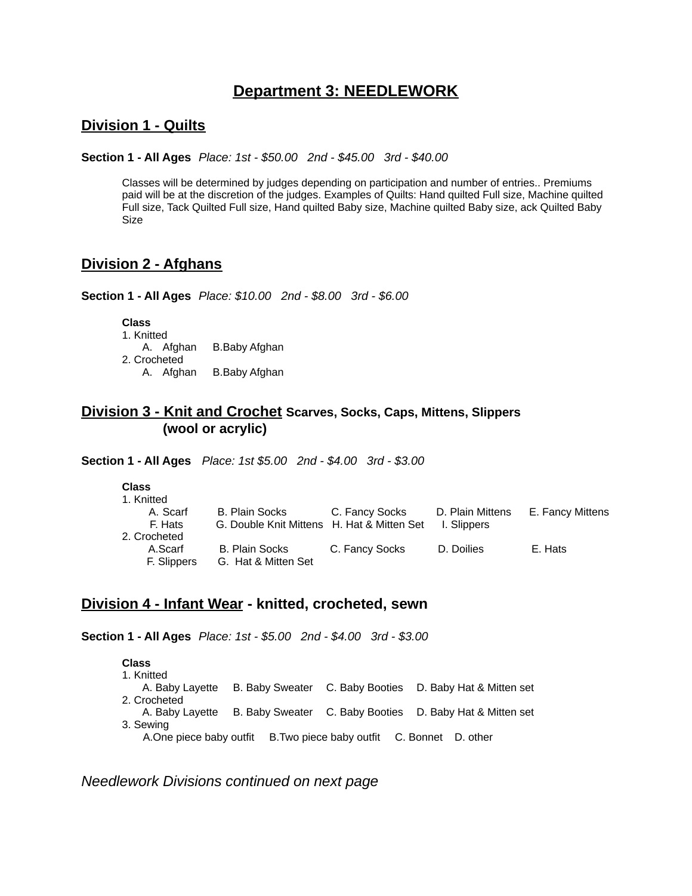# Department 3: NEEDLEWORK

## Division 1 - Quilts

**Section 1 - All Ages** *Place: 1st - $50.00   2nd - $45.00   3rd - $40.00*

Classes will be determined by judges depending on participation and number of entries.. Premiums paid will be at the discretion of the judges. Examples of Quilts: Hand quilted Full size, Machine quilted Full size, Tack Quilted Full size, Hand quilted Baby size, Machine quilted Baby size, ack Quilted Baby Size

## Division 2 - Afghans

**Section 1 - All Ages** *Place: $10.00   2nd - $8.00   3rd - $6.00*

**Class**

1. Knitted
   A. Afghan   B.Baby Afghan
2. Crocheted
   A. Afghan   B.Baby Afghan

## Division 3 - Knit and Crochet **Scarves, Socks, Caps, Mittens, Slippers (wool or acrylic)**

**Section 1 - All Ages** *Place: 1st $5.00   2nd - $4.00   3rd - $3.00*

**Class**

1. Knitted
   A. Scarf   B. Plain Socks   C. Fancy Socks   D. Plain Mittens   E. Fancy Mittens
   F. Hats   G. Double Knit Mittens   H. Hat & Mitten Set   I. Slippers
2. Crocheted
   A.Scarf   B. Plain Socks   C. Fancy Socks   D. Doilies   E. Hats
   F. Slippers   G. Hat & Mitten Set

## Division 4 - Infant Wear - knitted, crocheted, sewn

**Section 1 - All Ages** *Place: 1st - $5.00   2nd - $4.00   3rd - $3.00*

**Class**

1. Knitted
   A. Baby Layette   B. Baby Sweater   C. Baby Booties   D. Baby Hat & Mitten set
2. Crocheted
   A. Baby Layette   B. Baby Sweater   C. Baby Booties   D. Baby Hat & Mitten set
3. Sewing
   A.One piece baby outfit   B.Two piece baby outfit   C. Bonnet   D. other

*Needlework Divisions continued on next page*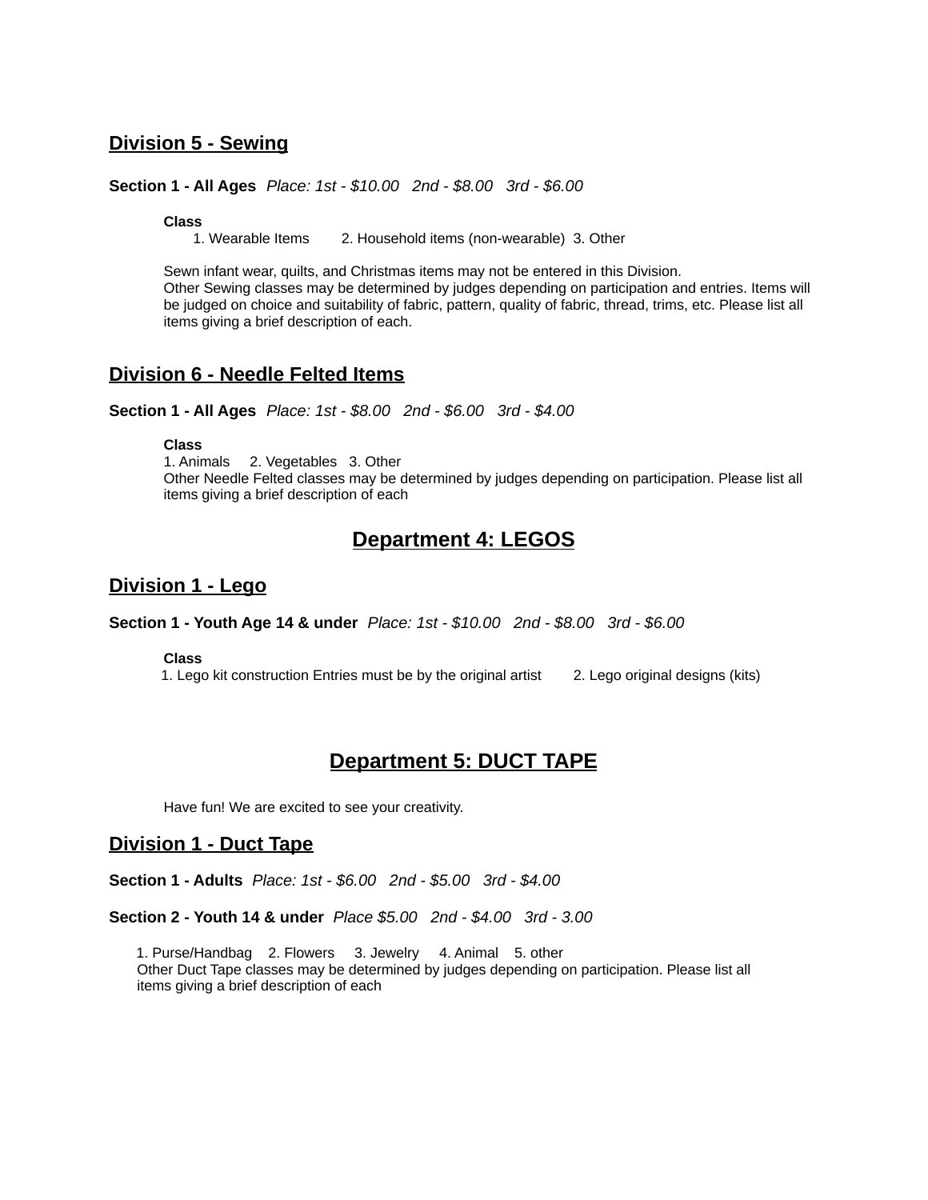## Division 5 - Sewing

**Section 1 - All Ages** *Place: 1st - $10.00 2nd - $8.00 3rd - $6.00*

**Class**

1. Wearable Items 2. Household items (non-wearable) 3. Other

Sewn infant wear, quilts, and Christmas items may not be entered in this Division.
Other Sewing classes may be determined by judges depending on participation and entries. Items will be judged on choice and suitability of fabric, pattern, quality of fabric, thread, trims, etc. Please list all items giving a brief description of each.

## Division 6 - Needle Felted Items

**Section 1 - All Ages** *Place: 1st - $8.00 2nd - $6.00 3rd - $4.00*

**Class**

1. Animals 2. Vegetables 3. Other

Other Needle Felted classes may be determined by judges depending on participation. Please list all items giving a brief description of each

# Department 4: LEGOS

## Division 1 - Lego

**Section 1 - Youth Age 14 & under** *Place: 1st - $10.00 2nd - $8.00 3rd - $6.00*

**Class**

1. Lego kit construction Entries must be by the original artist 2. Lego original designs (kits)

# Department 5: DUCT TAPE

Have fun! We are excited to see your creativity.

## Division 1 - Duct Tape

**Section 1 - Adults** *Place: 1st - $6.00 2nd - $5.00 3rd - $4.00*

**Section 2 - Youth 14 & under** *Place $5.00 2nd - $4.00 3rd - 3.00*

1. Purse/Handbag 2. Flowers 3. Jewelry 4. Animal 5. other

Other Duct Tape classes may be determined by judges depending on participation. Please list all items giving a brief description of each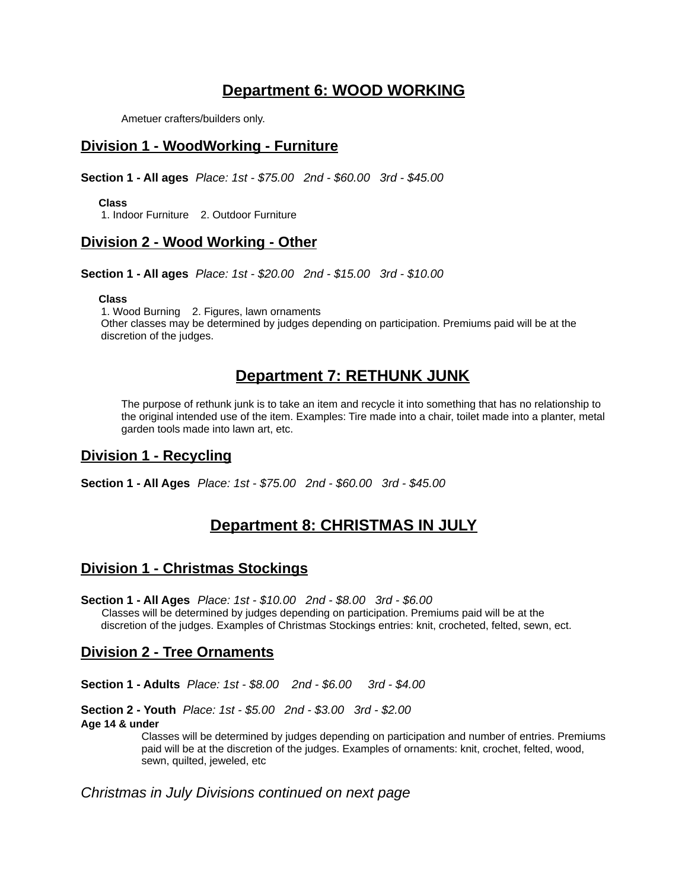# Department 6: WOOD WORKING

Ametuer crafters/builders only.

## Division 1 - WoodWorking - Furniture

**Section 1 - All ages** *Place: 1st - $75.00 2nd - $60.00 3rd - $45.00*

**Class**
1. Indoor Furniture 2. Outdoor Furniture

## Division 2 - Wood Working - Other

**Section 1 - All ages** *Place: 1st - $20.00 2nd - $15.00 3rd - $10.00*

**Class**
1. Wood Burning 2. Figures, lawn ornaments
Other classes may be determined by judges depending on participation. Premiums paid will be at the discretion of the judges.

# Department 7: RETHUNK JUNK

The purpose of rethunk junk is to take an item and recycle it into something that has no relationship to the original intended use of the item. Examples: Tire made into a chair, toilet made into a planter, metal garden tools made into lawn art, etc.

## Division 1 - Recycling

**Section 1 - All Ages** *Place: 1st - $75.00 2nd - $60.00 3rd - $45.00*

# Department 8: CHRISTMAS IN JULY

## Division 1 - Christmas Stockings

**Section 1 - All Ages** *Place: 1st - $10.00 2nd - $8.00 3rd - $6.00*
Classes will be determined by judges depending on participation. Premiums paid will be at the discretion of the judges. Examples of Christmas Stockings entries: knit, crocheted, felted, sewn, ect.

## Division 2 - Tree Ornaments

**Section 1 - Adults** *Place: 1st - $8.00 2nd - $6.00 3rd - $4.00*

**Section 2 - Youth** *Place: 1st - $5.00 2nd - $3.00 3rd - $2.00*
**Age 14 & under**
Classes will be determined by judges depending on participation and number of entries. Premiums paid will be at the discretion of the judges. Examples of ornaments: knit, crochet, felted, wood, sewn, quilted, jeweled, etc

*Christmas in July Divisions continued on next page*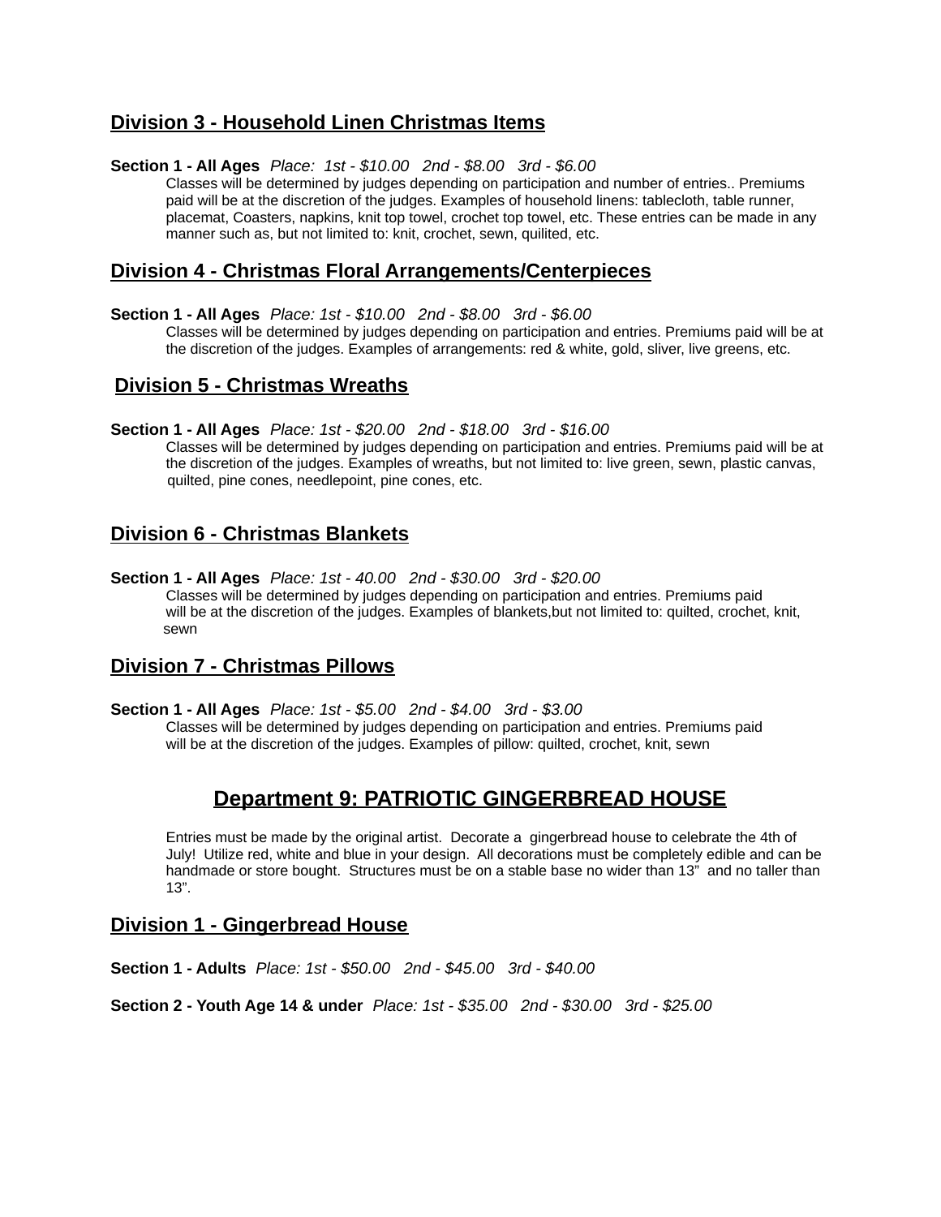## Division 3 - Household Linen Christmas Items

**Section 1 - All Ages** *Place: 1st - $10.00 2nd - $8.00 3rd - $6.00*

Classes will be determined by judges depending on participation and number of entries.. Premiums paid will be at the discretion of the judges. Examples of household linens: tablecloth, table runner, placemat, Coasters, napkins, knit top towel, crochet top towel, etc. These entries can be made in any manner such as, but not limited to: knit, crochet, sewn, quilited, etc.

## Division 4 - Christmas Floral Arrangements/Centerpieces

**Section 1 - All Ages** *Place: 1st - $10.00 2nd - $8.00 3rd - $6.00*

Classes will be determined by judges depending on participation and entries. Premiums paid will be at the discretion of the judges. Examples of arrangements: red & white, gold, sliver, live greens, etc.

## Division 5 - Christmas Wreaths

**Section 1 - All Ages** *Place: 1st - $20.00 2nd - $18.00 3rd - $16.00*

Classes will be determined by judges depending on participation and entries. Premiums paid will be at the discretion of the judges. Examples of wreaths, but not limited to: live green, sewn, plastic canvas, quilted, pine cones, needlepoint, pine cones, etc.

## Division 6 - Christmas Blankets

**Section 1 - All Ages** *Place: 1st - 40.00 2nd - $30.00 3rd - $20.00*

Classes will be determined by judges depending on participation and entries. Premiums paid will be at the discretion of the judges. Examples of blankets,but not limited to: quilted, crochet, knit, sewn

## Division 7 - Christmas Pillows

**Section 1 - All Ages** *Place: 1st - $5.00 2nd - $4.00 3rd - $3.00*

Classes will be determined by judges depending on participation and entries. Premiums paid will be at the discretion of the judges. Examples of pillow: quilted, crochet, knit, sewn

# Department 9: PATRIOTIC GINGERBREAD HOUSE

Entries must be made by the original artist. Decorate a gingerbread house to celebrate the 4th of July! Utilize red, white and blue in your design. All decorations must be completely edible and can be handmade or store bought. Structures must be on a stable base no wider than 13" and no taller than 13".

## Division 1 - Gingerbread House

**Section 1 - Adults** *Place: 1st - $50.00 2nd - $45.00 3rd - $40.00*

**Section 2 - Youth Age 14 & under** *Place: 1st - $35.00 2nd - $30.00 3rd - $25.00*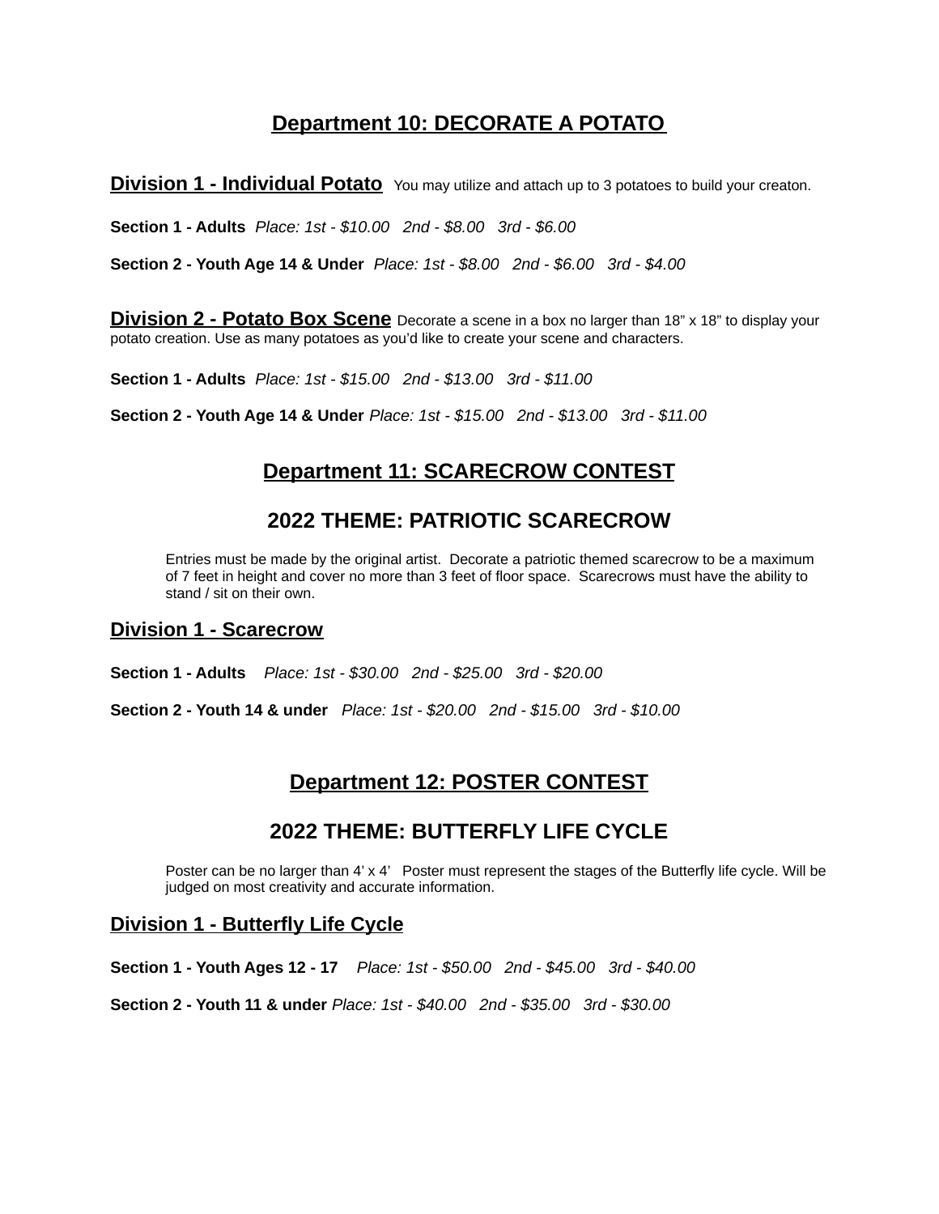# Department 10: DECORATE A POTATO

## Division 1 - Individual Potato

You may utilize and attach up to 3 potatoes to build your creaton.

**Section 1 - Adults** *Place: 1st - $10.00   2nd - $8.00   3rd - $6.00*

**Section 2 - Youth Age 14 & Under** *Place: 1st - $8.00   2nd - $6.00   3rd - $4.00*

## Division 2 - Potato Box Scene

Decorate a scene in a box no larger than 18" x 18" to display your potato creation. Use as many potatoes as you'd like to create your scene and characters.

**Section 1 - Adults** *Place: 1st - $15.00   2nd - $13.00   3rd - $11.00*

**Section 2 - Youth Age 14 & Under** *Place: 1st - $15.00   2nd - $13.00   3rd - $11.00*

# Department 11: SCARECROW CONTEST

## 2022 THEME: PATRIOTIC SCARECROW

Entries must be made by the original artist. Decorate a patriotic themed scarecrow to be a maximum of 7 feet in height and cover no more than 3 feet of floor space. Scarecrows must have the ability to stand / sit on their own.

## Division 1 - Scarecrow

**Section 1 - Adults** *Place: 1st - $30.00   2nd - $25.00   3rd - $20.00*

**Section 2 - Youth 14 & under** *Place: 1st - $20.00   2nd - $15.00   3rd - $10.00*

# Department 12: POSTER CONTEST

## 2022 THEME: BUTTERFLY LIFE CYCLE

Poster can be no larger than 4' x 4'   Poster must represent the stages of the Butterfly life cycle. Will be judged on most creativity and accurate information.

## Division 1 - Butterfly Life Cycle

**Section 1 - Youth Ages 12 - 17** *Place: 1st - $50.00   2nd - $45.00   3rd - $40.00*

**Section 2 - Youth 11 & under** *Place: 1st - $40.00   2nd - $35.00   3rd - $30.00*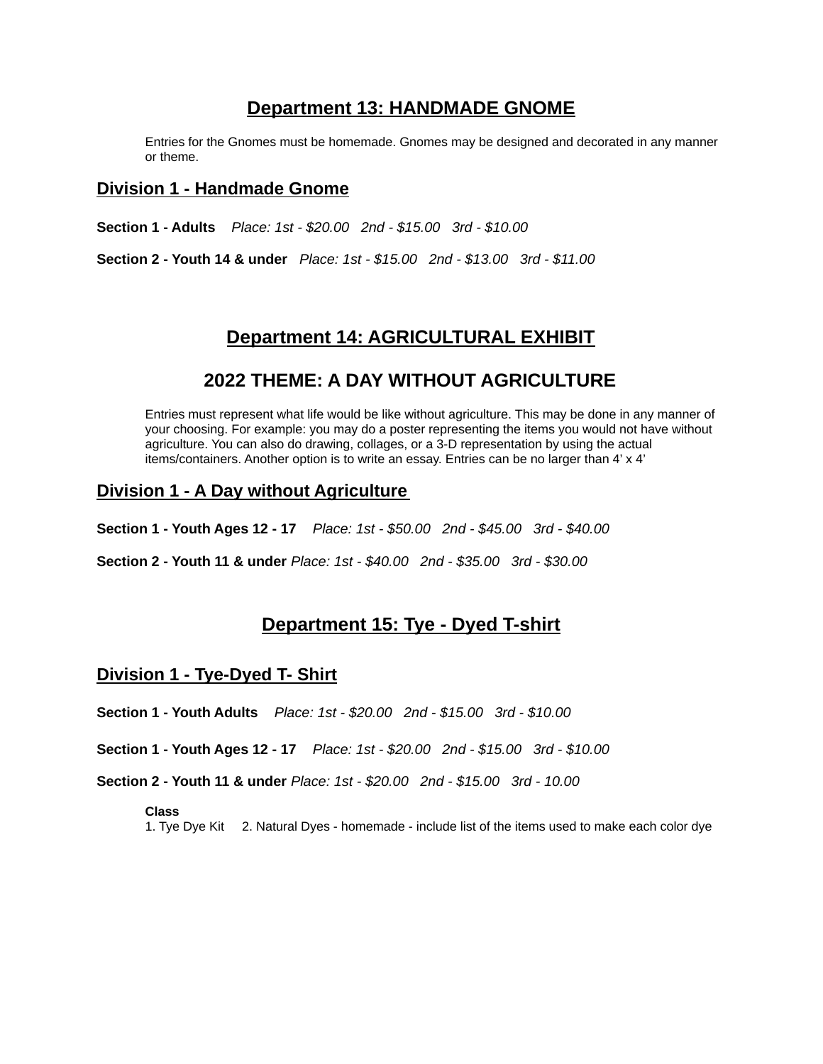# Department 13: HANDMADE GNOME

Entries for the Gnomes must be homemade. Gnomes may be designed and decorated in any manner or theme.

## Division 1 - Handmade Gnome

**Section 1 - Adults** *Place: 1st - $20.00 2nd - $15.00 3rd - $10.00*

**Section 2 - Youth 14 & under** *Place: 1st - $15.00 2nd - $13.00 3rd - $11.00*

# Department 14: AGRICULTURAL EXHIBIT

# 2022 THEME: A DAY WITHOUT AGRICULTURE

Entries must represent what life would be like without agriculture. This may be done in any manner of your choosing. For example: you may do a poster representing the items you would not have without agriculture. You can also do drawing, collages, or a 3-D representation by using the actual items/containers. Another option is to write an essay. Entries can be no larger than 4' x 4'

## Division 1 - A Day without Agriculture

**Section 1 - Youth Ages 12 - 17** *Place: 1st - $50.00 2nd - $45.00 3rd - $40.00*

**Section 2 - Youth 11 & under** *Place: 1st - $40.00 2nd - $35.00 3rd - $30.00*

# Department 15: Tye - Dyed T-shirt

## Division 1 - Tye-Dyed T- Shirt

**Section 1 - Youth Adults** *Place: 1st - $20.00 2nd - $15.00 3rd - $10.00*

**Section 1 - Youth Ages 12 - 17** *Place: 1st - $20.00 2nd - $15.00 3rd - $10.00*

**Section 2 - Youth 11 & under** *Place: 1st - $20.00 2nd - $15.00 3rd - 10.00*

**Class**
1. Tye Dye Kit 2. Natural Dyes - homemade - include list of the items used to make each color dye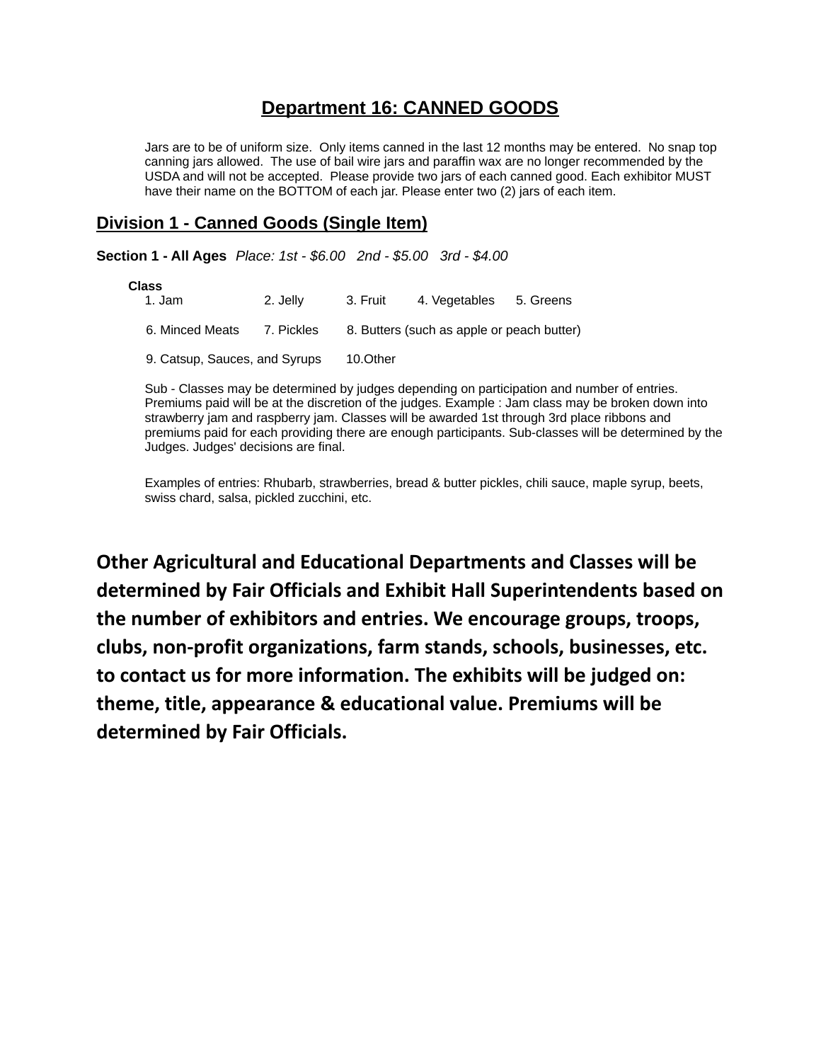# Department 16: CANNED GOODS

Jars are to be of uniform size. Only items canned in the last 12 months may be entered. No snap top canning jars allowed. The use of bail wire jars and paraffin wax are no longer recommended by the USDA and will not be accepted. Please provide two jars of each canned good. Each exhibitor MUST have their name on the BOTTOM of each jar. Please enter two (2) jars of each item.

## Division 1 - Canned Goods (Single Item)

**Section 1 - All Ages** *Place: 1st - $6.00 2nd - $5.00 3rd - $4.00*

**Class**

1. Jam
2. Jelly
3. Fruit
4. Vegetables
5. Greens
6. Minced Meats
7. Pickles
8. Butters (such as apple or peach butter)
9. Catsup, Sauces, and Syrups
10. Other

Sub - Classes may be determined by judges depending on participation and number of entries. Premiums paid will be at the discretion of the judges. Example : Jam class may be broken down into strawberry jam and raspberry jam. Classes will be awarded 1st through 3rd place ribbons and premiums paid for each providing there are enough participants. Sub-classes will be determined by the Judges. Judges' decisions are final.

Examples of entries: Rhubarb, strawberries, bread & butter pickles, chili sauce, maple syrup, beets, swiss chard, salsa, pickled zucchini, etc.

**Other Agricultural and Educational Departments and Classes will be determined by Fair Officials and Exhibit Hall Superintendents based on the number of exhibitors and entries. We encourage groups, troops, clubs, non-profit organizations, farm stands, schools, businesses, etc. to contact us for more information. The exhibits will be judged on: theme, title, appearance & educational value. Premiums will be determined by Fair Officials.**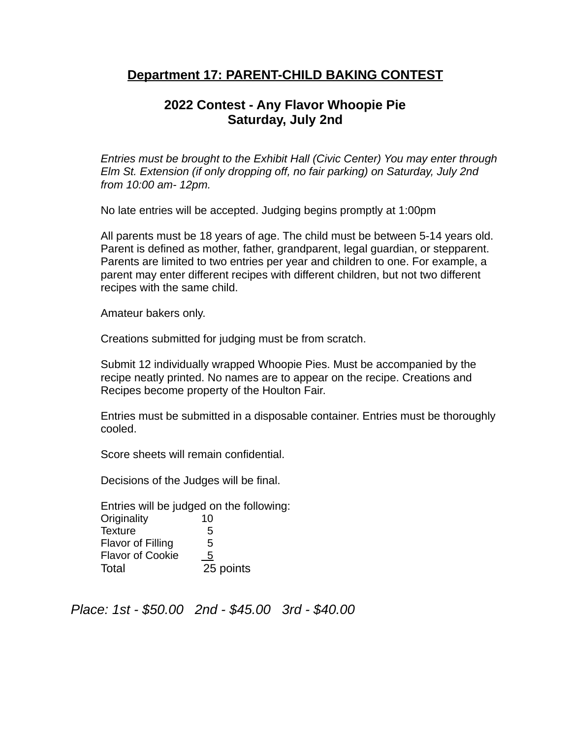## Department 17: PARENT-CHILD BAKING CONTEST

### 2022 Contest - Any Flavor Whoopie Pie
### Saturday, July 2nd

*Entries must be brought to the Exhibit Hall (Civic Center) You may enter through Elm St. Extension (if only dropping off, no fair parking) on Saturday, July 2nd from 10:00 am- 12pm.*

No late entries will be accepted. Judging begins promptly at 1:00pm

All parents must be 18 years of age. The child must be between 5-14 years old. Parent is defined as mother, father, grandparent, legal guardian, or stepparent. Parents are limited to two entries per year and children to one. For example, a parent may enter different recipes with different children, but not two different recipes with the same child.

Amateur bakers only.

Creations submitted for judging must be from scratch.

Submit 12 individually wrapped Whoopie Pies. Must be accompanied by the recipe neatly printed. No names are to appear on the recipe. Creations and Recipes become property of the Houlton Fair.

Entries must be submitted in a disposable container. Entries must be thoroughly cooled.

Score sheets will remain confidential.

Decisions of the Judges will be final.

Entries will be judged on the following:

| | |
|---|---|
| Originality | 10 |
| Texture | 5 |
| Flavor of Filling | 5 |
| Flavor of Cookie | 5 |
| Total | 25 points |

*Place: 1st - $50.00   2nd - $45.00   3rd - $40.00*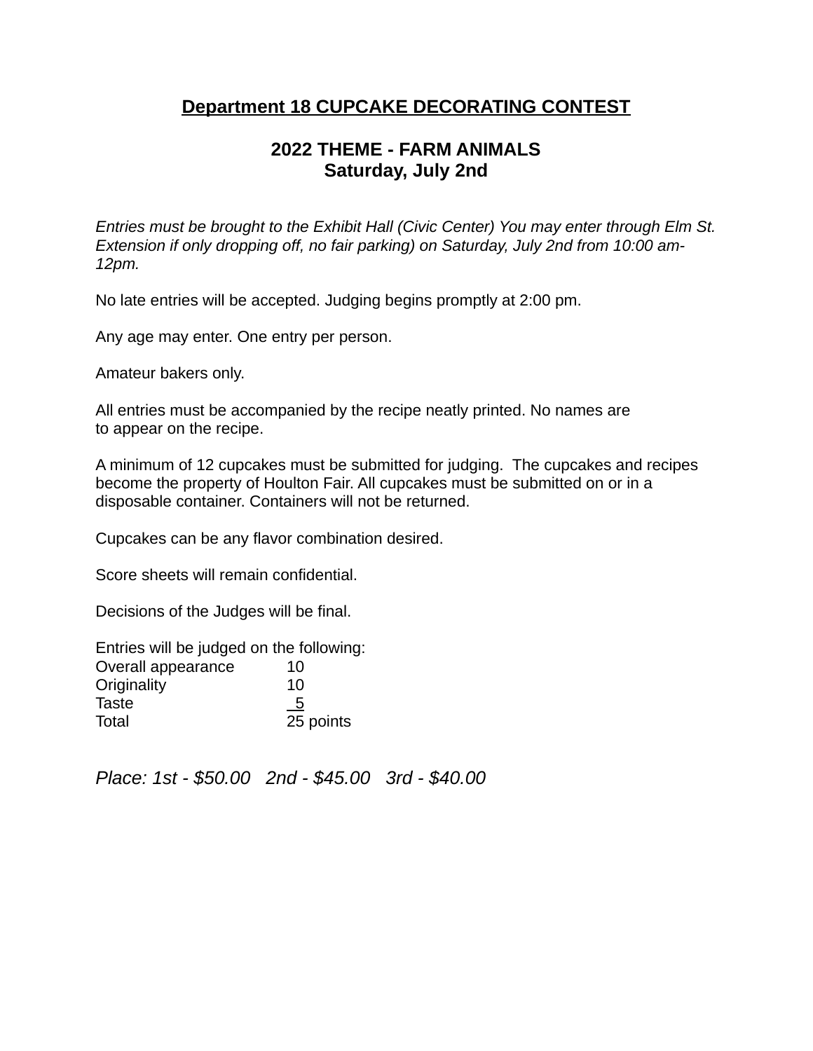## <u>Department 18 CUPCAKE DECORATING CONTEST</u>

### 2022 THEME - FARM ANIMALS
### Saturday, July 2nd

*Entries must be brought to the Exhibit Hall (Civic Center) You may enter through Elm St. Extension if only dropping off, no fair parking) on Saturday, July 2nd from 10:00 am-12pm.*

No late entries will be accepted. Judging begins promptly at 2:00 pm.

Any age may enter. One entry per person.

Amateur bakers only.

All entries must be accompanied by the recipe neatly printed. No names are to appear on the recipe.

A minimum of 12 cupcakes must be submitted for judging. The cupcakes and recipes become the property of Houlton Fair. All cupcakes must be submitted on or in a disposable container. Containers will not be returned.

Cupcakes can be any flavor combination desired.

Score sheets will remain confidential.

Decisions of the Judges will be final.

Entries will be judged on the following:

| | |
|---|---|
| Overall appearance | 10 |
| Originality | 10 |
| Taste | 5 |
| Total | 25 points |

*Place: 1st - $50.00   2nd - $45.00   3rd - $40.00*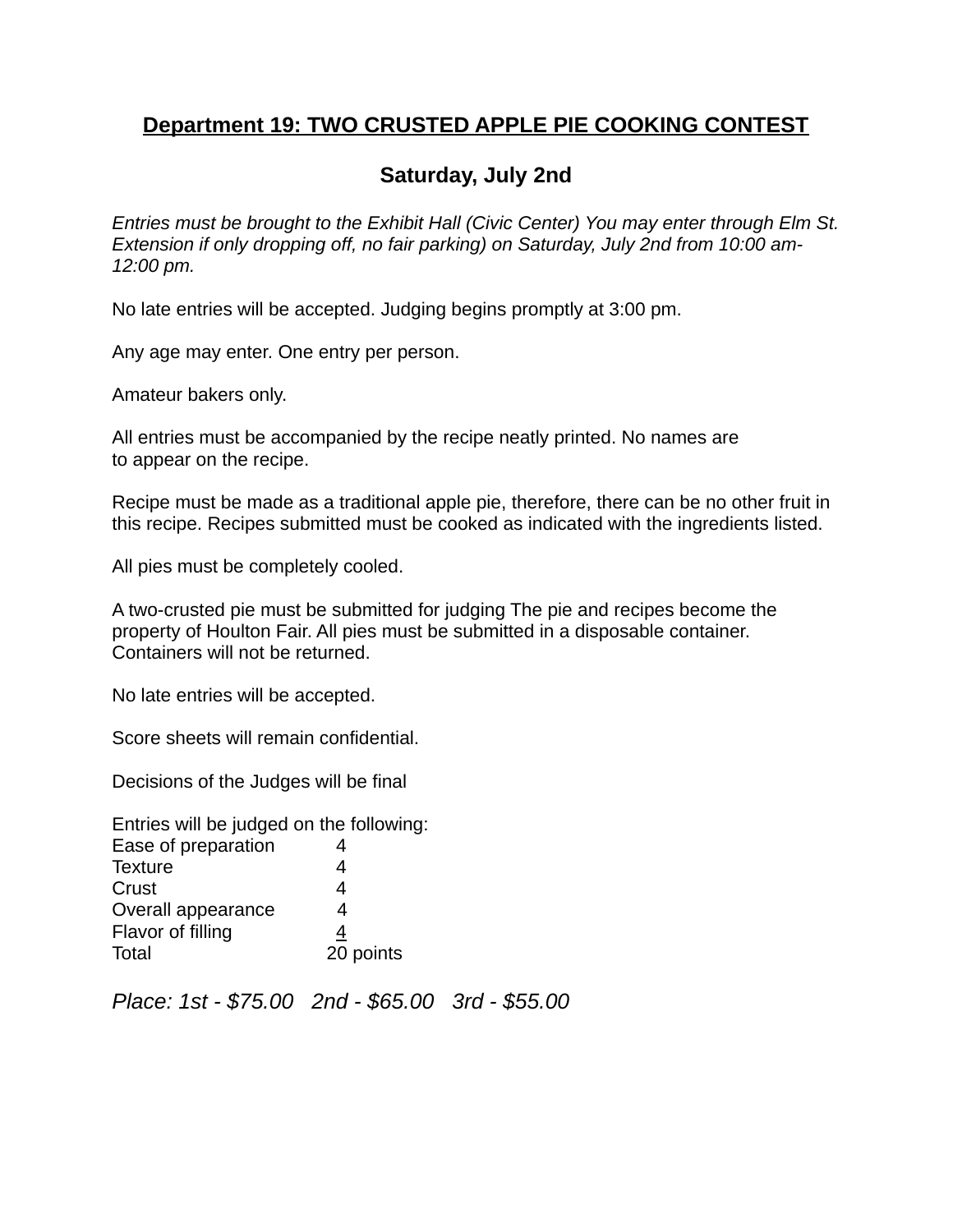# Department 19: TWO CRUSTED APPLE PIE COOKING CONTEST

## Saturday, July 2nd

*Entries must be brought to the Exhibit Hall (Civic Center) You may enter through Elm St. Extension if only dropping off, no fair parking) on Saturday, July 2nd from 10:00 am-12:00 pm.*

No late entries will be accepted. Judging begins promptly at 3:00 pm.

Any age may enter. One entry per person.

Amateur bakers only.

All entries must be accompanied by the recipe neatly printed. No names are to appear on the recipe.

Recipe must be made as a traditional apple pie, therefore, there can be no other fruit in this recipe. Recipes submitted must be cooked as indicated with the ingredients listed.

All pies must be completely cooled.

A two-crusted pie must be submitted for judging The pie and recipes become the property of Houlton Fair. All pies must be submitted in a disposable container. Containers will not be returned.

No late entries will be accepted.

Score sheets will remain confidential.

Decisions of the Judges will be final

Entries will be judged on the following:

| | |
|---|---|
| Ease of preparation | 4 |
| Texture | 4 |
| Crust | 4 |
| Overall appearance | 4 |
| Flavor of filling | 4 |
| Total | 20 points |

*Place: 1st - $75.00   2nd - $65.00   3rd - $55.00*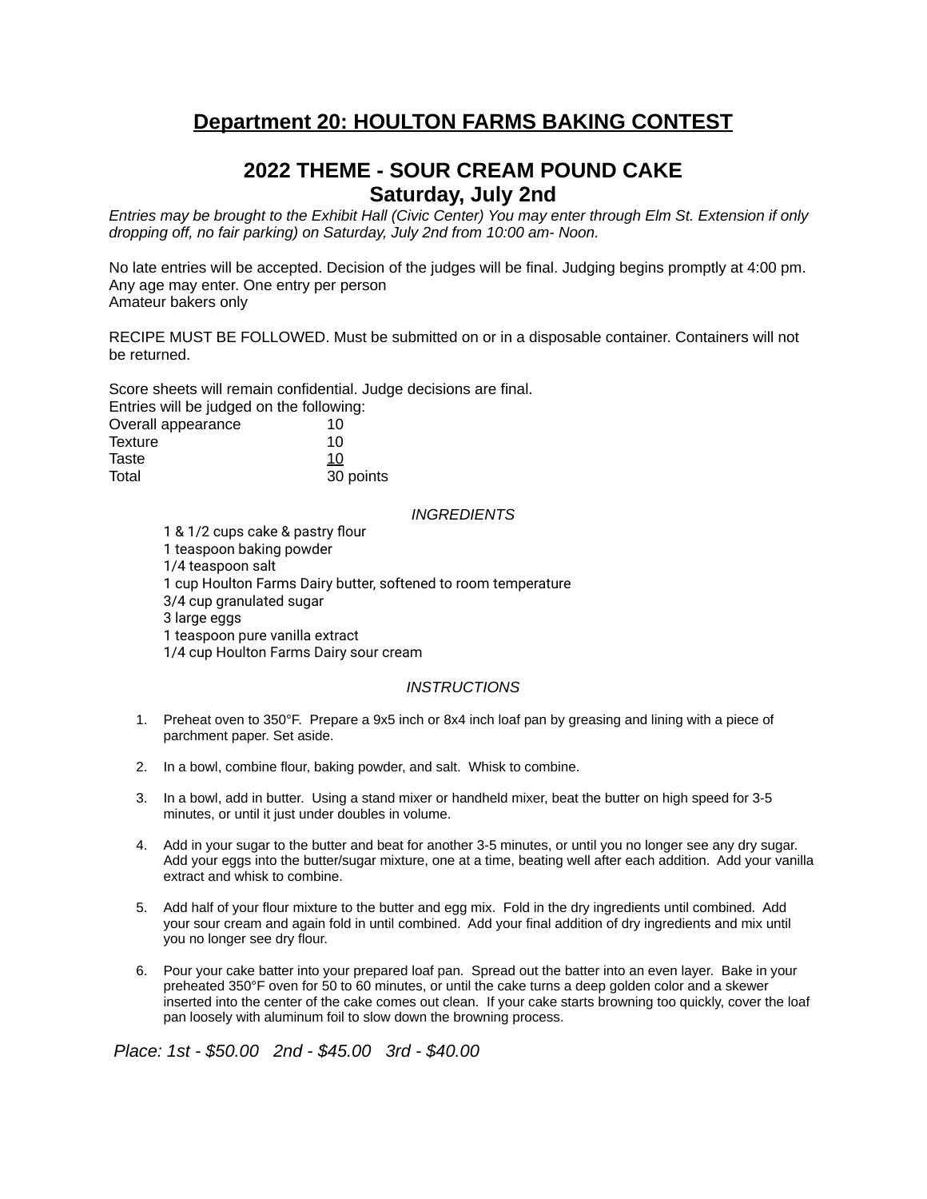# Department 20: HOULTON FARMS BAKING CONTEST

## 2022 THEME - SOUR CREAM POUND CAKE
## Saturday, July 2nd

*Entries may be brought to the Exhibit Hall (Civic Center) You may enter through Elm St. Extension if only dropping off, no fair parking) on Saturday, July 2nd from 10:00 am- Noon.*

No late entries will be accepted. Decision of the judges will be final. Judging begins promptly at 4:00 pm.
Any age may enter. One entry per person
Amateur bakers only

RECIPE MUST BE FOLLOWED. Must be submitted on or in a disposable container. Containers will not be returned.

Score sheets will remain confidential. Judge decisions are final.
Entries will be judged on the following:

| | |
|---|---|
| Overall appearance | 10 |
| Texture | 10 |
| Taste | 10 |
| Total | 30 points |

*INGREDIENTS*

1 & 1/2 cups cake & pastry flour
1 teaspoon baking powder
1/4 teaspoon salt
1 cup Houlton Farms Dairy butter, softened to room temperature
3/4 cup granulated sugar
3 large eggs
1 teaspoon pure vanilla extract
1/4 cup Houlton Farms Dairy sour cream

*INSTRUCTIONS*

1. Preheat oven to 350°F. Prepare a 9x5 inch or 8x4 inch loaf pan by greasing and lining with a piece of parchment paper. Set aside.
2. In a bowl, combine flour, baking powder, and salt. Whisk to combine.
3. In a bowl, add in butter. Using a stand mixer or handheld mixer, beat the butter on high speed for 3-5 minutes, or until it just under doubles in volume.
4. Add in your sugar to the butter and beat for another 3-5 minutes, or until you no longer see any dry sugar. Add your eggs into the butter/sugar mixture, one at a time, beating well after each addition. Add your vanilla extract and whisk to combine.
5. Add half of your flour mixture to the butter and egg mix. Fold in the dry ingredients until combined. Add your sour cream and again fold in until combined. Add your final addition of dry ingredients and mix until you no longer see dry flour.
6. Pour your cake batter into your prepared loaf pan. Spread out the batter into an even layer. Bake in your preheated 350°F oven for 50 to 60 minutes, or until the cake turns a deep golden color and a skewer inserted into the center of the cake comes out clean. If your cake starts browning too quickly, cover the loaf pan loosely with aluminum foil to slow down the browning process.

*Place: 1st - $50.00 2nd - $45.00 3rd - $40.00*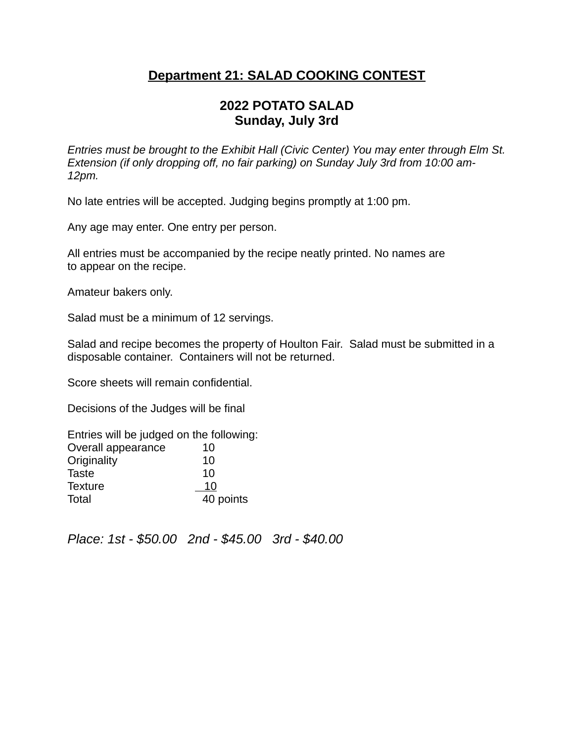## **Department 21: SALAD COOKING CONTEST**

### **2022 POTATO SALAD**
### **Sunday, July 3rd**

*Entries must be brought to the Exhibit Hall (Civic Center) You may enter through Elm St. Extension (if only dropping off, no fair parking) on Sunday July 3rd from 10:00 am-12pm.*

No late entries will be accepted. Judging begins promptly at 1:00 pm.

Any age may enter. One entry per person.

All entries must be accompanied by the recipe neatly printed. No names are to appear on the recipe.

Amateur bakers only.

Salad must be a minimum of 12 servings.

Salad and recipe becomes the property of Houlton Fair. Salad must be submitted in a disposable container. Containers will not be returned.

Score sheets will remain confidential.

Decisions of the Judges will be final

Entries will be judged on the following:

| | |
|---|---|
| Overall appearance | 10 |
| Originality | 10 |
| Taste | 10 |
| Texture | 10 |
| Total | 40 points |

*Place: 1st - $50.00 2nd - $45.00 3rd - $40.00*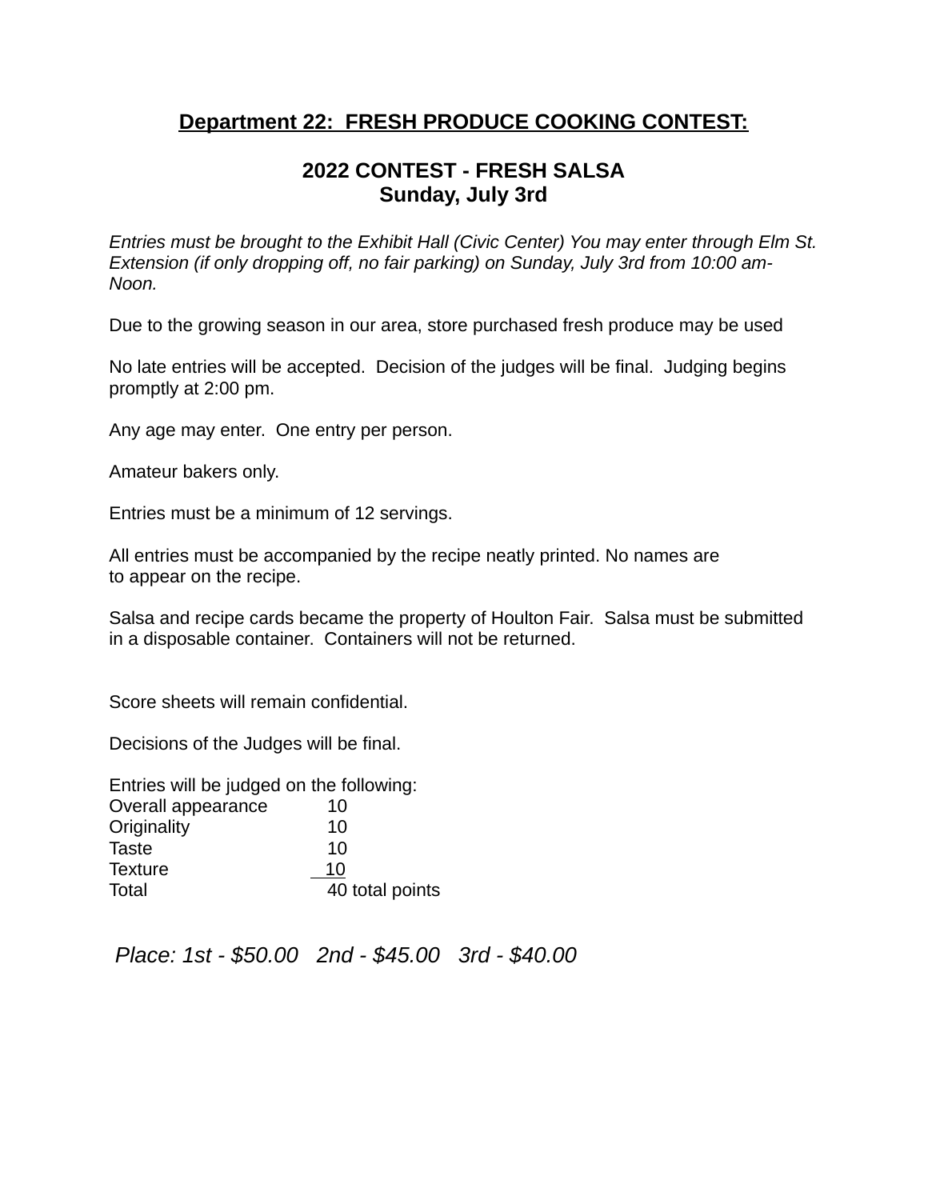## Department 22: FRESH PRODUCE COOKING CONTEST:

### 2022 CONTEST - FRESH SALSA
### Sunday, July 3rd

*Entries must be brought to the Exhibit Hall (Civic Center) You may enter through Elm St. Extension (if only dropping off, no fair parking) on Sunday, July 3rd from 10:00 am-Noon.*

Due to the growing season in our area, store purchased fresh produce may be used

No late entries will be accepted. Decision of the judges will be final. Judging begins promptly at 2:00 pm.

Any age may enter. One entry per person.

Amateur bakers only.

Entries must be a minimum of 12 servings.

All entries must be accompanied by the recipe neatly printed. No names are to appear on the recipe.

Salsa and recipe cards became the property of Houlton Fair. Salsa must be submitted in a disposable container. Containers will not be returned.

Score sheets will remain confidential.

Decisions of the Judges will be final.

Entries will be judged on the following:

| | |
|---|---|
| Overall appearance | 10 |
| Originality | 10 |
| Taste | 10 |
| Texture | 10 |
| Total | 40 total points |

*Place: 1st - $50.00   2nd - $45.00   3rd - $40.00*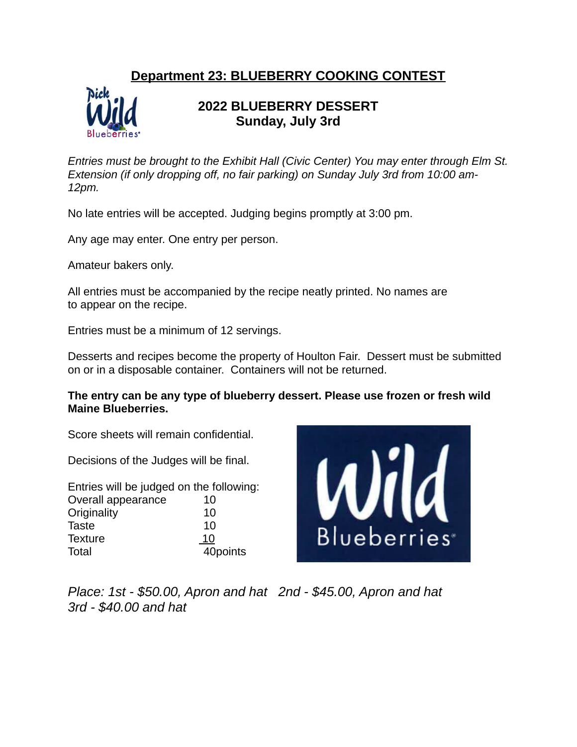## Department 23: BLUEBERRY COOKING CONTEST

### 2022 BLUEBERRY DESSERT
### Sunday, July 3rd

*Entries must be brought to the Exhibit Hall (Civic Center) You may enter through Elm St. Extension (if only dropping off, no fair parking) on Sunday July 3rd from 10:00 am-12pm.*

No late entries will be accepted. Judging begins promptly at 3:00 pm.

Any age may enter. One entry per person.

Amateur bakers only.

All entries must be accompanied by the recipe neatly printed. No names are to appear on the recipe.

Entries must be a minimum of 12 servings.

Desserts and recipes become the property of Houlton Fair. Dessert must be submitted on or in a disposable container. Containers will not be returned.

**The entry can be any type of blueberry dessert. Please use frozen or fresh wild Maine Blueberries.**

Score sheets will remain confidential.

Decisions of the Judges will be final.

Entries will be judged on the following:

| | |
|---|---|
| Overall appearance | 10 |
| Originality | 10 |
| Taste | 10 |
| Texture | 10 |
| Total | 40points |

*Place: 1st - $50.00, Apron and hat   2nd - $45.00, Apron and hat*
*3rd - $40.00 and hat*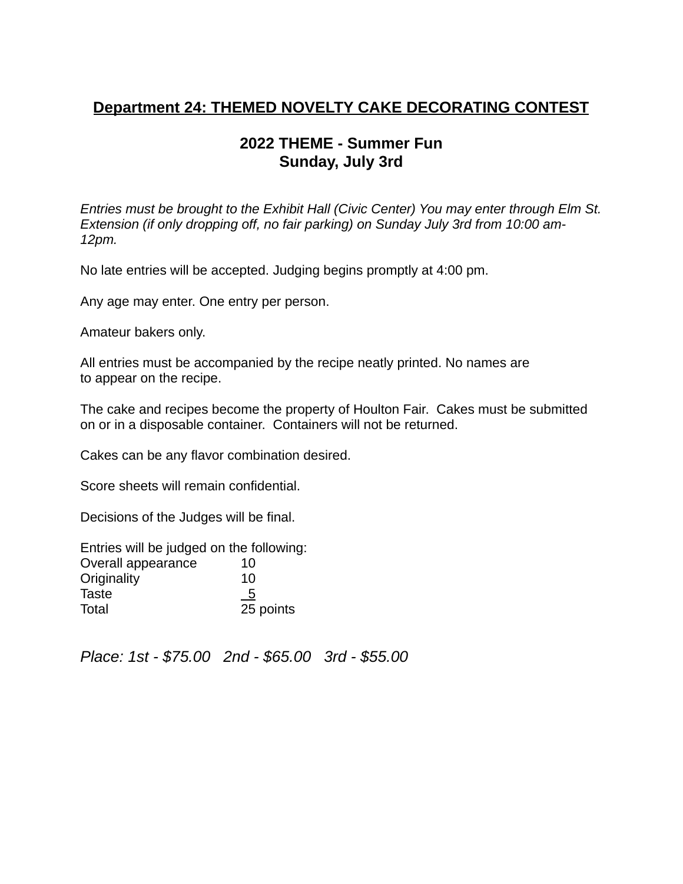## Department 24: THEMED NOVELTY CAKE DECORATING CONTEST

### 2022 THEME - Summer Fun
### Sunday, July 3rd

*Entries must be brought to the Exhibit Hall (Civic Center) You may enter through Elm St. Extension (if only dropping off, no fair parking) on Sunday July 3rd from 10:00 am-12pm.*

No late entries will be accepted. Judging begins promptly at 4:00 pm.

Any age may enter. One entry per person.

Amateur bakers only.

All entries must be accompanied by the recipe neatly printed. No names are to appear on the recipe.

The cake and recipes become the property of Houlton Fair. Cakes must be submitted on or in a disposable container. Containers will not be returned.

Cakes can be any flavor combination desired.

Score sheets will remain confidential.

Decisions of the Judges will be final.

Entries will be judged on the following:

| | |
|---|---|
| Overall appearance | 10 |
| Originality | 10 |
| Taste | 5 |
| Total | 25 points |

*Place: 1st - $75.00   2nd - $65.00   3rd - $55.00*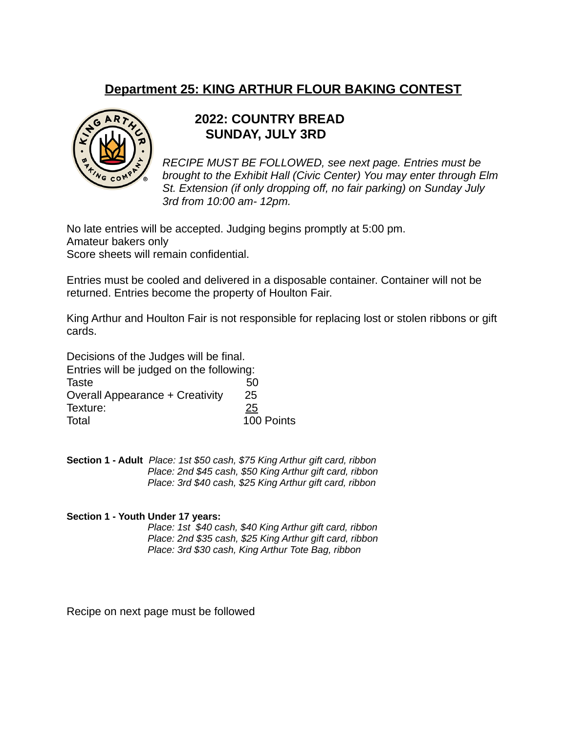## Department 25: KING ARTHUR FLOUR BAKING CONTEST

### 2022: COUNTRY BREAD
### SUNDAY, JULY 3RD

*RECIPE MUST BE FOLLOWED, see next page. Entries must be brought to the Exhibit Hall (Civic Center) You may enter through Elm St. Extension (if only dropping off, no fair parking) on Sunday July 3rd from 10:00 am- 12pm.*

No late entries will be accepted. Judging begins promptly at 5:00 pm.
Amateur bakers only
Score sheets will remain confidential.

Entries must be cooled and delivered in a disposable container. Container will not be returned. Entries become the property of Houlton Fair.

King Arthur and Houlton Fair is not responsible for replacing lost or stolen ribbons or gift cards.

Decisions of the Judges will be final.
Entries will be judged on the following:

| | |
|---|---|
| Taste | 50 |
| Overall Appearance + Creativity | 25 |
| Texture: | 25 |
| Total | 100 Points |

**Section 1 - Adult** *Place: 1st $50 cash, $75 King Arthur gift card, ribbon*
*Place: 2nd $45 cash, $50 King Arthur gift card, ribbon*
*Place: 3rd $40 cash, $25 King Arthur gift card, ribbon*

**Section 1 - Youth Under 17 years:**
*Place: 1st $40 cash, $40 King Arthur gift card, ribbon*
*Place: 2nd $35 cash, $25 King Arthur gift card, ribbon*
*Place: 3rd $30 cash, King Arthur Tote Bag, ribbon*

Recipe on next page must be followed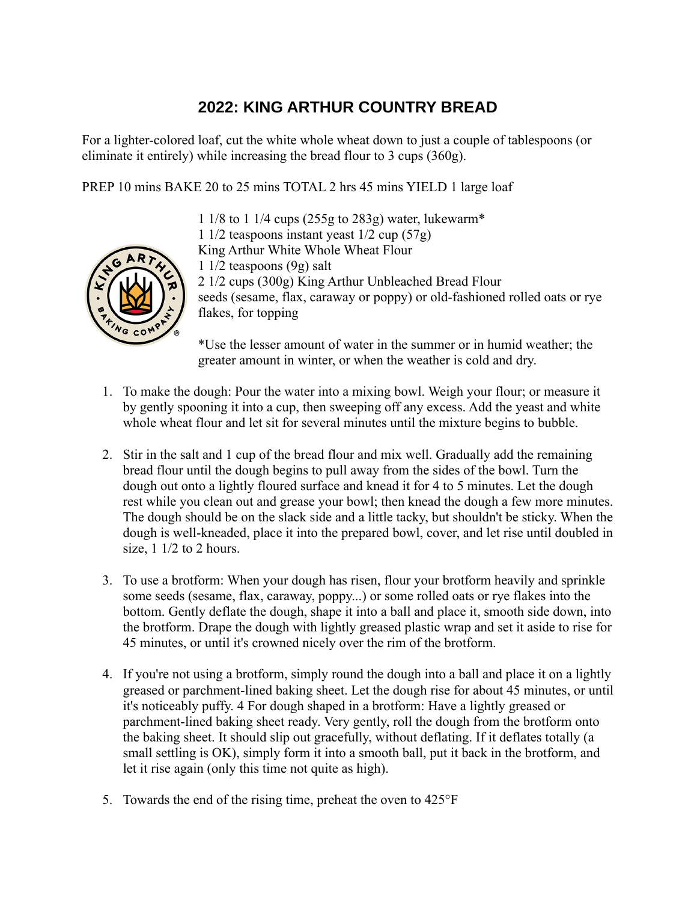# 2022: KING ARTHUR COUNTRY BREAD

For a lighter-colored loaf, cut the white whole wheat down to just a couple of tablespoons (or eliminate it entirely) while increasing the bread flour to 3 cups (360g).

PREP 10 mins BAKE 20 to 25 mins TOTAL 2 hrs 45 mins YIELD 1 large loaf

1 1/8 to 1 1/4 cups (255g to 283g) water, lukewarm*
1 1/2 teaspoons instant yeast 1/2 cup (57g)
King Arthur White Whole Wheat Flour
1 1/2 teaspoons (9g) salt
2 1/2 cups (300g) King Arthur Unbleached Bread Flour
seeds (sesame, flax, caraway or poppy) or old-fashioned rolled oats or rye flakes, for topping

*Use the lesser amount of water in the summer or in humid weather; the greater amount in winter, or when the weather is cold and dry.

1. To make the dough: Pour the water into a mixing bowl. Weigh your flour; or measure it by gently spooning it into a cup, then sweeping off any excess. Add the yeast and white whole wheat flour and let sit for several minutes until the mixture begins to bubble.

2. Stir in the salt and 1 cup of the bread flour and mix well. Gradually add the remaining bread flour until the dough begins to pull away from the sides of the bowl. Turn the dough out onto a lightly floured surface and knead it for 4 to 5 minutes. Let the dough rest while you clean out and grease your bowl; then knead the dough a few more minutes. The dough should be on the slack side and a little tacky, but shouldn't be sticky. When the dough is well-kneaded, place it into the prepared bowl, cover, and let rise until doubled in size, 1 1/2 to 2 hours.

3. To use a brotform: When your dough has risen, flour your brotform heavily and sprinkle some seeds (sesame, flax, caraway, poppy...) or some rolled oats or rye flakes into the bottom. Gently deflate the dough, shape it into a ball and place it, smooth side down, into the brotform. Drape the dough with lightly greased plastic wrap and set it aside to rise for 45 minutes, or until it's crowned nicely over the rim of the brotform.

4. If you're not using a brotform, simply round the dough into a ball and place it on a lightly greased or parchment-lined baking sheet. Let the dough rise for about 45 minutes, or until it's noticeably puffy. 4 For dough shaped in a brotform: Have a lightly greased or parchment-lined baking sheet ready. Very gently, roll the dough from the brotform onto the baking sheet. It should slip out gracefully, without deflating. If it deflates totally (a small settling is OK), simply form it into a smooth ball, put it back in the brotform, and let it rise again (only this time not quite as high).

5. Towards the end of the rising time, preheat the oven to 425°F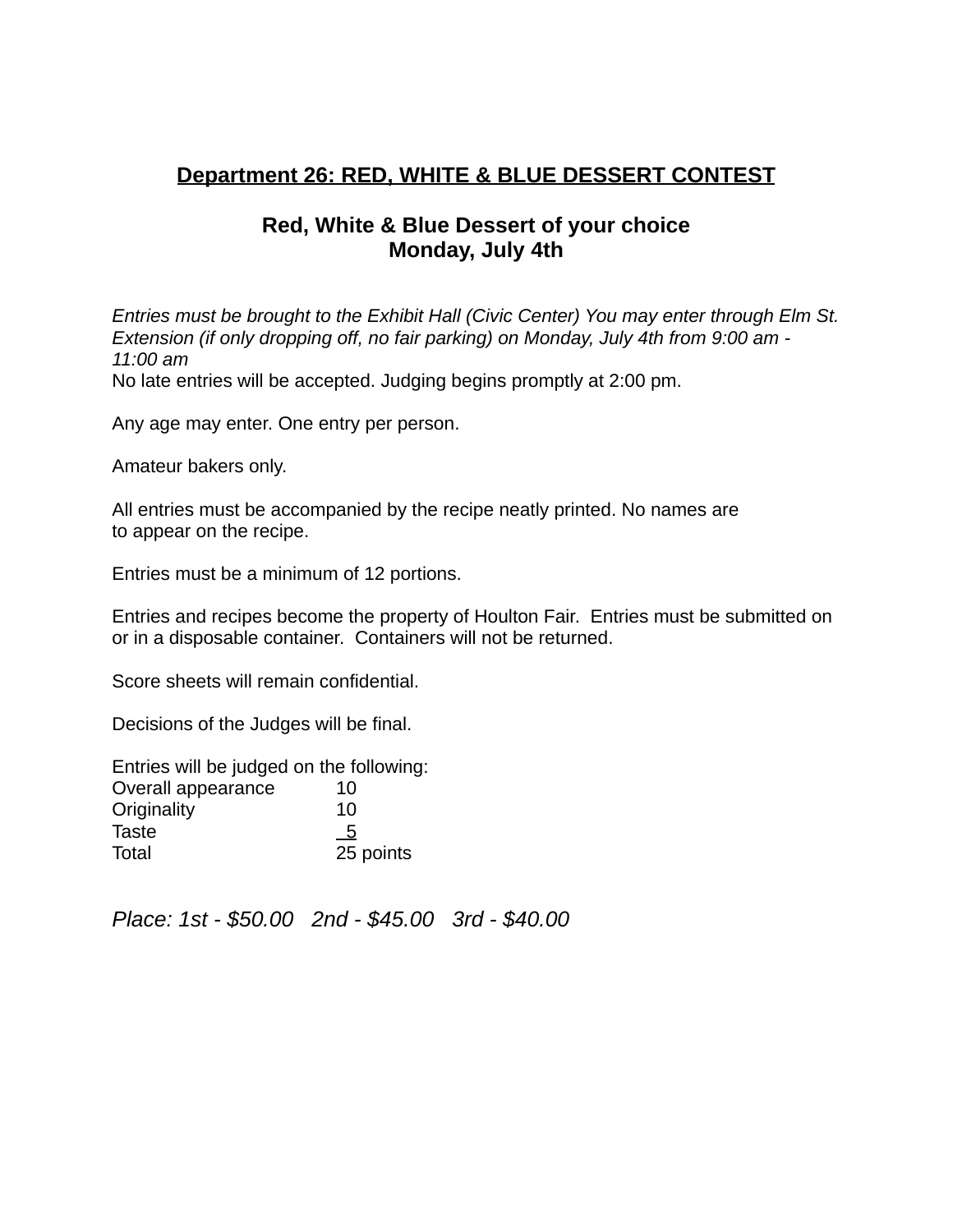## Department 26: RED, WHITE & BLUE DESSERT CONTEST

**Red, White & Blue Dessert of your choice**
**Monday, July 4th**

*Entries must be brought to the Exhibit Hall (Civic Center) You may enter through Elm St. Extension (if only dropping off, no fair parking) on Monday, July 4th from 9:00 am - 11:00 am*
No late entries will be accepted. Judging begins promptly at 2:00 pm.

Any age may enter. One entry per person.

Amateur bakers only.

All entries must be accompanied by the recipe neatly printed. No names are to appear on the recipe.

Entries must be a minimum of 12 portions.

Entries and recipes become the property of Houlton Fair. Entries must be submitted on or in a disposable container. Containers will not be returned.

Score sheets will remain confidential.

Decisions of the Judges will be final.

Entries will be judged on the following:

| | |
|---|---|
| Overall appearance | 10 |
| Originality | 10 |
| Taste | 5 |
| Total | 25 points |

*Place: 1st - $50.00   2nd - $45.00   3rd - $40.00*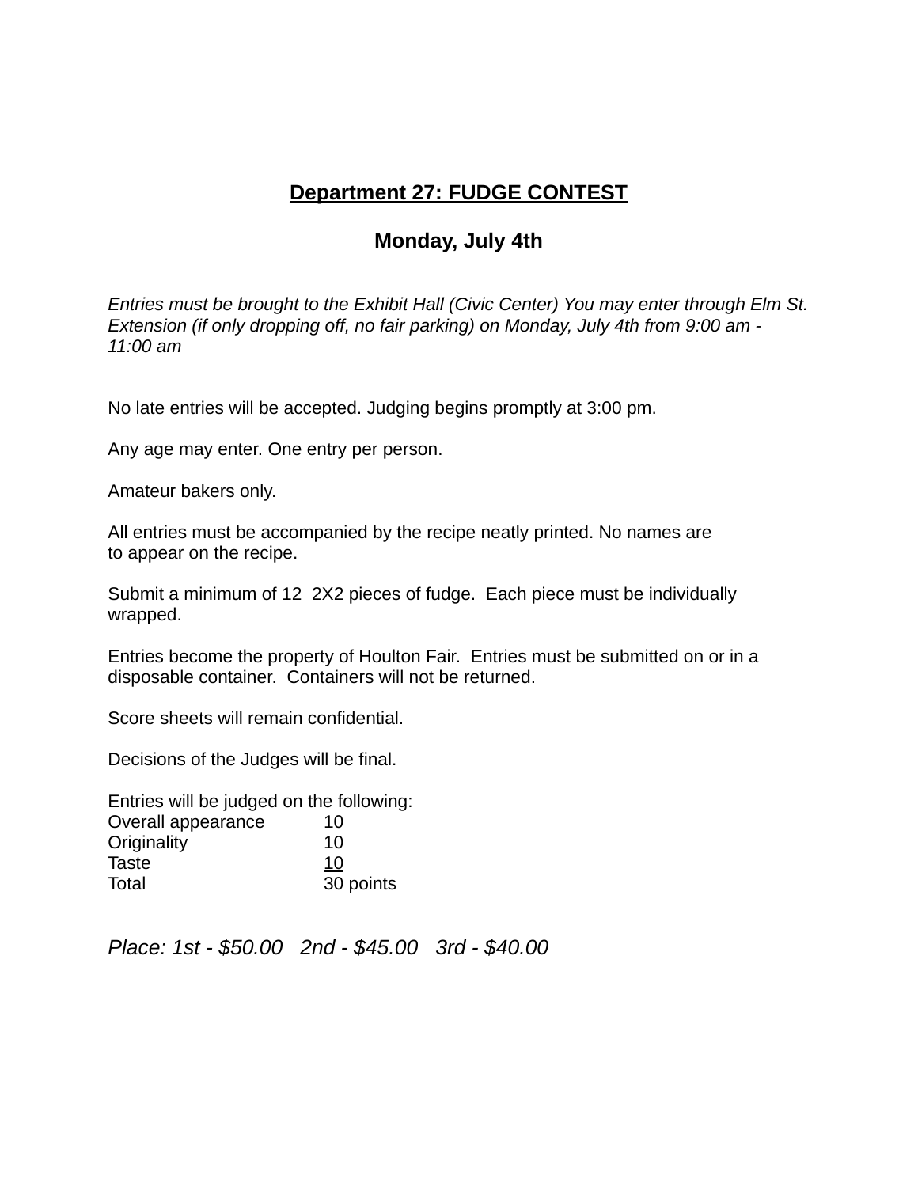## **Department 27: FUDGE CONTEST**

### **Monday, July 4th**

*Entries must be brought to the Exhibit Hall (Civic Center) You may enter through Elm St. Extension (if only dropping off, no fair parking) on Monday, July 4th from 9:00 am - 11:00 am*

No late entries will be accepted. Judging begins promptly at 3:00 pm.

Any age may enter. One entry per person.

Amateur bakers only.

All entries must be accompanied by the recipe neatly printed. No names are to appear on the recipe.

Submit a minimum of 12 2X2 pieces of fudge. Each piece must be individually wrapped.

Entries become the property of Houlton Fair. Entries must be submitted on or in a disposable container. Containers will not be returned.

Score sheets will remain confidential.

Decisions of the Judges will be final.

Entries will be judged on the following:

| | |
|---|---|
| Overall appearance | 10 |
| Originality | 10 |
| Taste | 10 |
| Total | 30 points |

*Place: 1st - $50.00 2nd - $45.00 3rd - $40.00*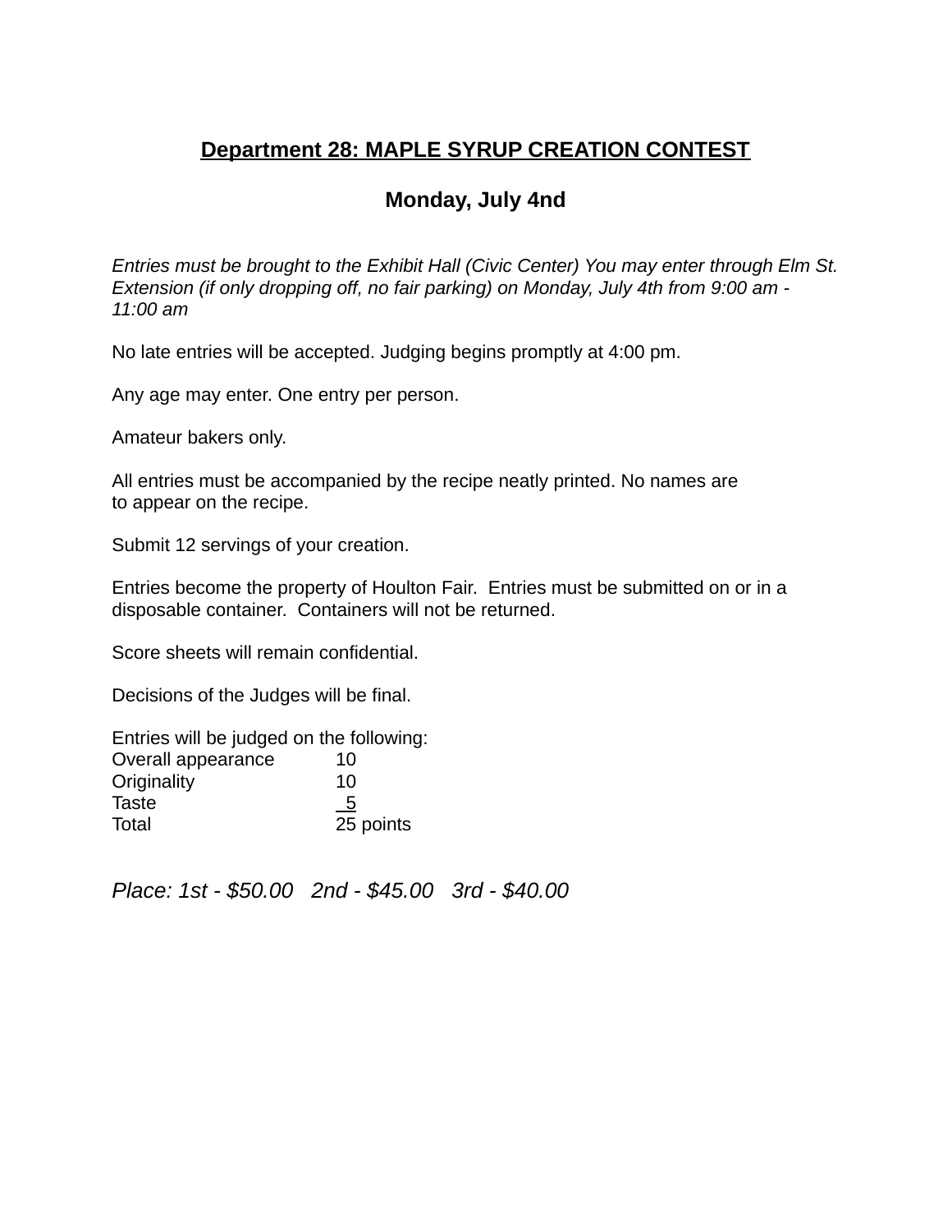## **Department 28: MAPLE SYRUP CREATION CONTEST**

### Monday, July 4nd

*Entries must be brought to the Exhibit Hall (Civic Center) You may enter through Elm St. Extension (if only dropping off, no fair parking) on Monday, July 4th from 9:00 am - 11:00 am*

No late entries will be accepted. Judging begins promptly at 4:00 pm.

Any age may enter. One entry per person.

Amateur bakers only.

All entries must be accompanied by the recipe neatly printed. No names are to appear on the recipe.

Submit 12 servings of your creation.

Entries become the property of Houlton Fair. Entries must be submitted on or in a disposable container. Containers will not be returned.

Score sheets will remain confidential.

Decisions of the Judges will be final.

Entries will be judged on the following:

| | |
|---|---|
| Overall appearance | 10 |
| Originality | 10 |
| Taste | 5 |
| Total | 25 points |

*Place: 1st - $50.00 2nd - $45.00 3rd - $40.00*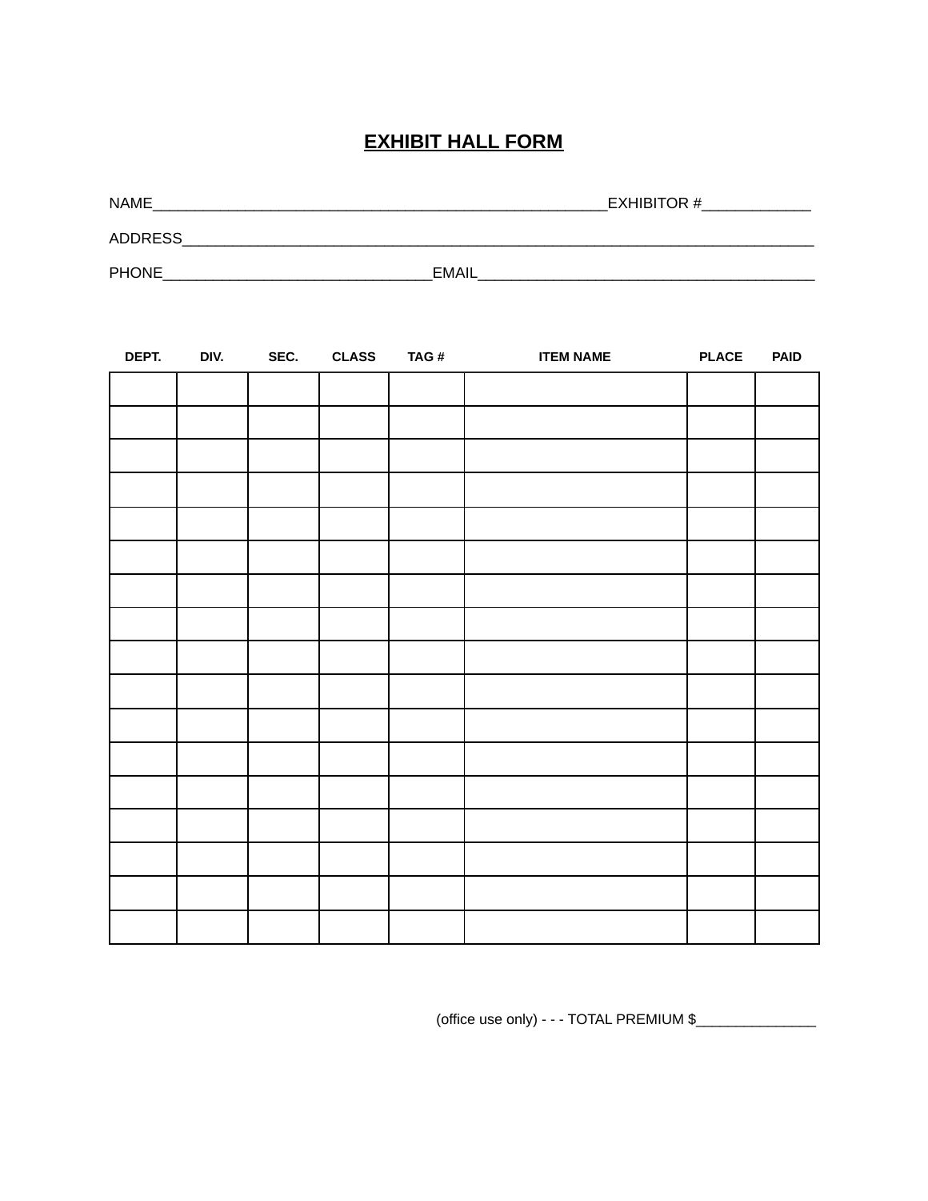# EXHIBIT HALL FORM

NAME_____________________________________________________EXHIBITOR #____________

ADDRESS__________________________________________________________________________

PHONE_______________________________EMAIL_______________________________________

| DEPT. | DIV. | SEC. | CLASS | TAG # | ITEM NAME | PLACE | PAID |
|---|---|---|---|---|---|---|---|
| | | | | | | | |
| | | | | | | | |
| | | | | | | | |
| | | | | | | | |
| | | | | | | | |
| | | | | | | | |
| | | | | | | | |
| | | | | | | | |
| | | | | | | | |
| | | | | | | | |
| | | | | | | | |
| | | | | | | | |
| | | | | | | | |
| | | | | | | | |
| | | | | | | | |
| | | | | | | | |
| | | | | | | | |

(office use only) - - - TOTAL PREMIUM $_______________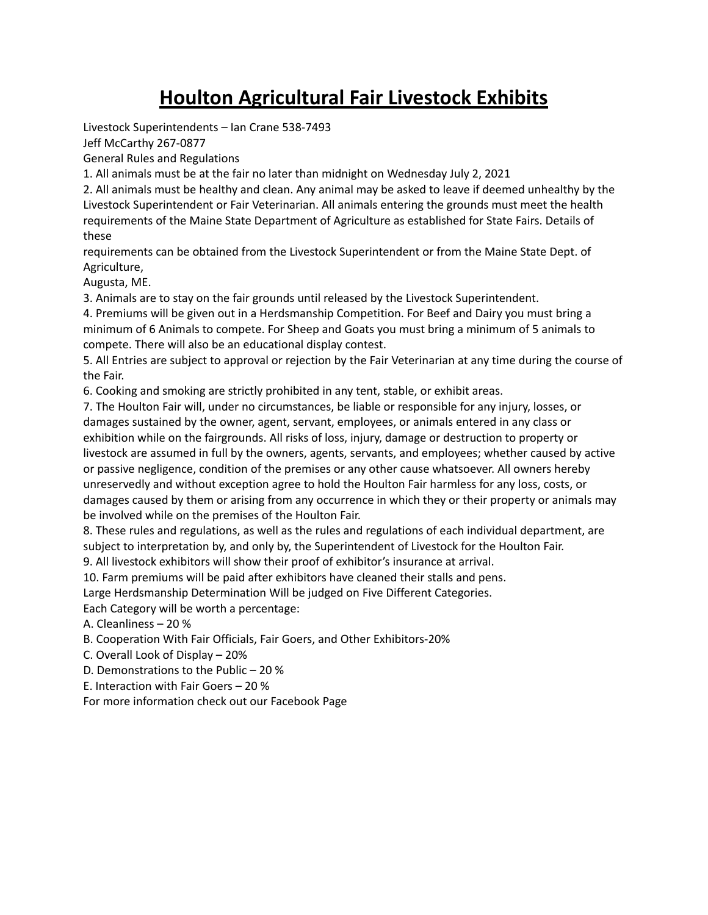# Houlton Agricultural Fair Livestock Exhibits

Livestock Superintendents – Ian Crane 538-7493

Jeff McCarthy 267-0877

General Rules and Regulations

1. All animals must be at the fair no later than midnight on Wednesday July 2, 2021
2. All animals must be healthy and clean. Any animal may be asked to leave if deemed unhealthy by the Livestock Superintendent or Fair Veterinarian. All animals entering the grounds must meet the health requirements of the Maine State Department of Agriculture as established for State Fairs. Details of these requirements can be obtained from the Livestock Superintendent or from the Maine State Dept. of Agriculture, Augusta, ME.
3. Animals are to stay on the fair grounds until released by the Livestock Superintendent.
4. Premiums will be given out in a Herdsmanship Competition. For Beef and Dairy you must bring a minimum of 6 Animals to compete. For Sheep and Goats you must bring a minimum of 5 animals to compete. There will also be an educational display contest.
5. All Entries are subject to approval or rejection by the Fair Veterinarian at any time during the course of the Fair.
6. Cooking and smoking are strictly prohibited in any tent, stable, or exhibit areas.
7. The Houlton Fair will, under no circumstances, be liable or responsible for any injury, losses, or damages sustained by the owner, agent, servant, employees, or animals entered in any class or exhibition while on the fairgrounds. All risks of loss, injury, damage or destruction to property or livestock are assumed in full by the owners, agents, servants, and employees; whether caused by active or passive negligence, condition of the premises or any other cause whatsoever. All owners hereby unreservedly and without exception agree to hold the Houlton Fair harmless for any loss, costs, or damages caused by them or arising from any occurrence in which they or their property or animals may be involved while on the premises of the Houlton Fair.
8. These rules and regulations, as well as the rules and regulations of each individual department, are subject to interpretation by, and only by, the Superintendent of Livestock for the Houlton Fair.
9. All livestock exhibitors will show their proof of exhibitor's insurance at arrival.
10. Farm premiums will be paid after exhibitors have cleaned their stalls and pens.

Large Herdsmanship Determination Will be judged on Five Different Categories.

Each Category will be worth a percentage:

A. Cleanliness – 20 %

B. Cooperation With Fair Officials, Fair Goers, and Other Exhibitors-20%

C. Overall Look of Display – 20%

D. Demonstrations to the Public – 20 %

E. Interaction with Fair Goers – 20 %

For more information check out our Facebook Page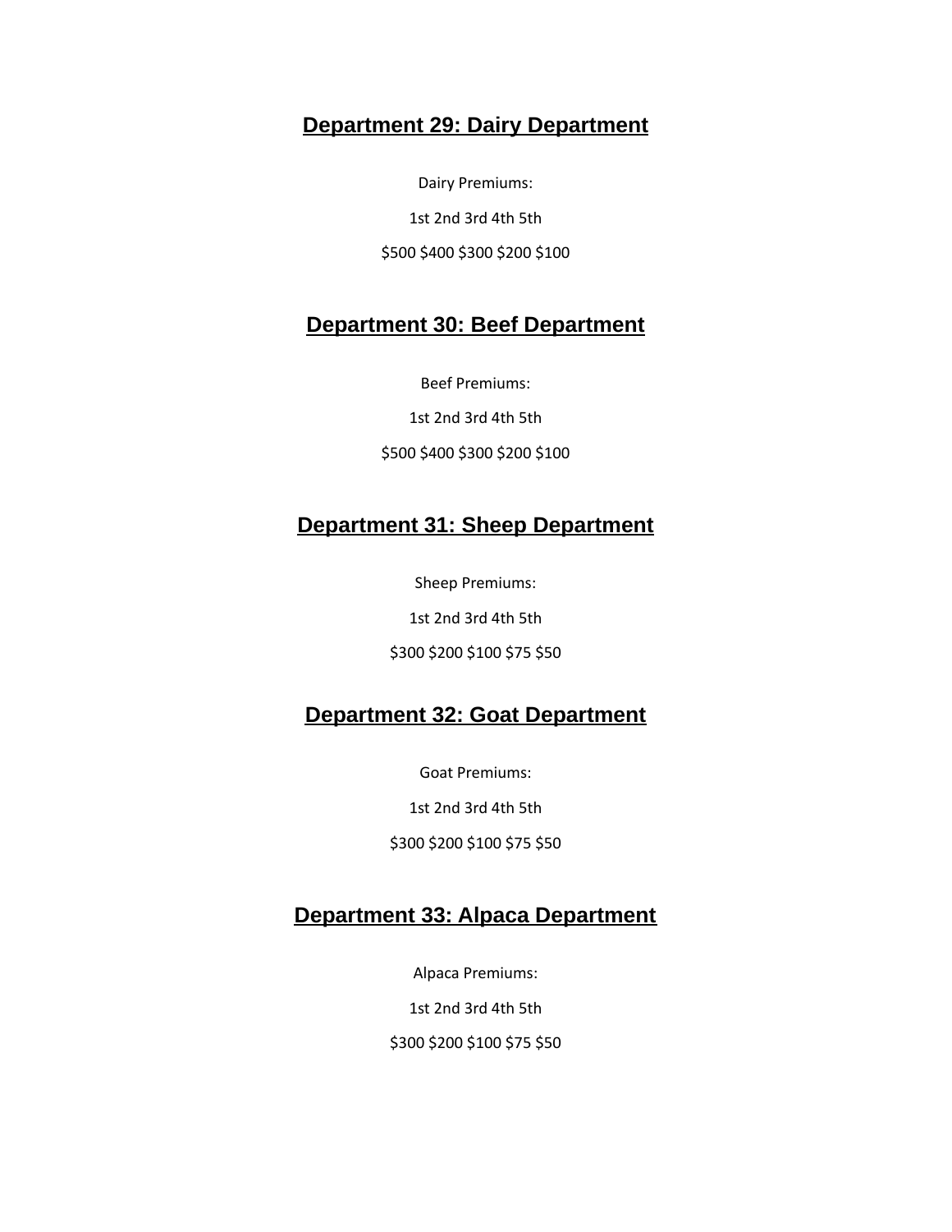## Department 29: Dairy Department

Dairy Premiums:

1st 2nd 3rd 4th 5th

$500 $400 $300 $200 $100

## Department 30: Beef Department

Beef Premiums:

1st 2nd 3rd 4th 5th

$500 $400 $300 $200 $100

## Department 31: Sheep Department

Sheep Premiums:

1st 2nd 3rd 4th 5th

$300 $200 $100 $75 $50

## Department 32: Goat Department

Goat Premiums:

1st 2nd 3rd 4th 5th

$300 $200 $100 $75 $50

## Department 33: Alpaca Department

Alpaca Premiums:

1st 2nd 3rd 4th 5th

$300 $200 $100 $75 $50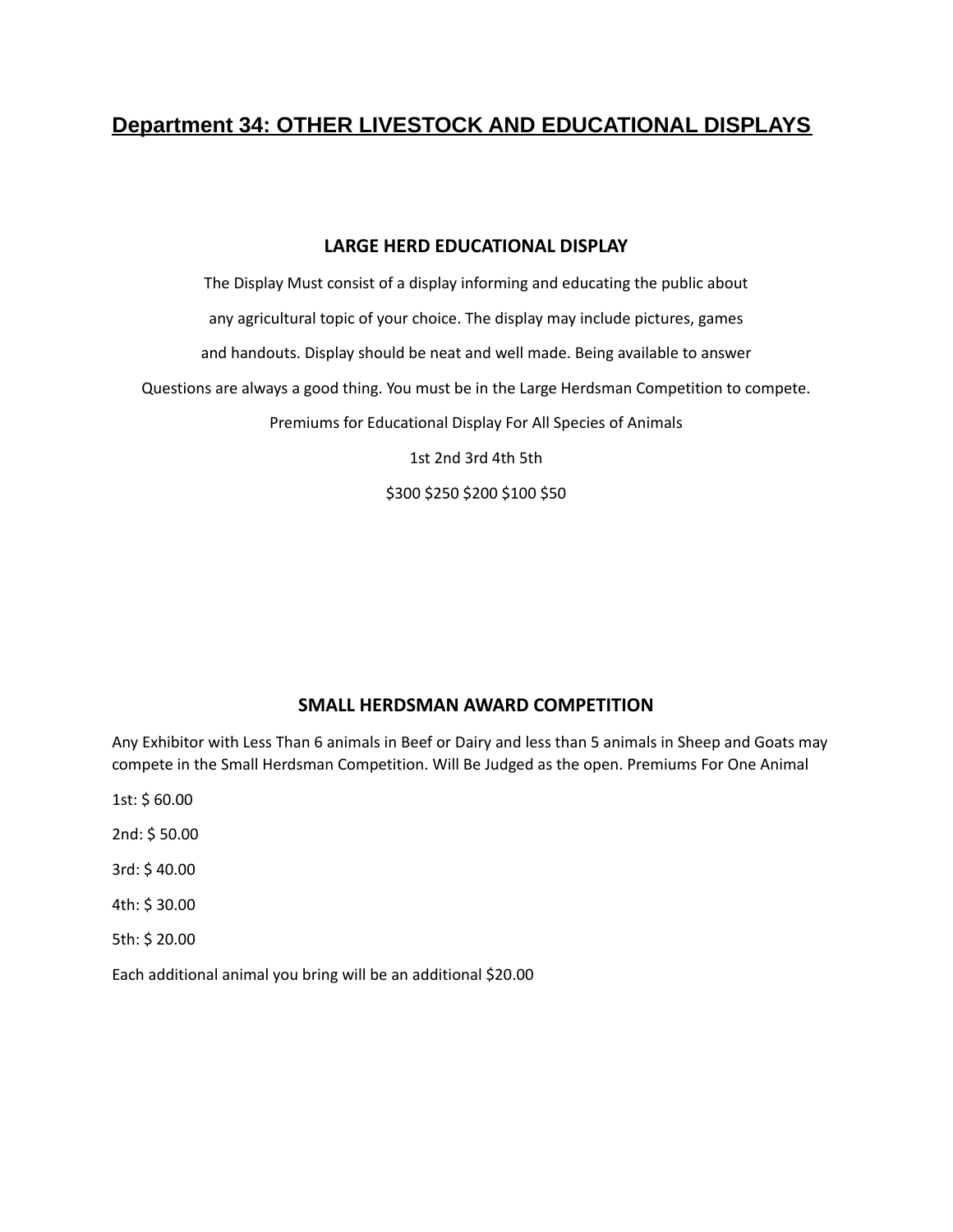# Department 34: OTHER LIVESTOCK AND EDUCATIONAL DISPLAYS

## LARGE HERD EDUCATIONAL DISPLAY

The Display Must consist of a display informing and educating the public about any agricultural topic of your choice. The display may include pictures, games and handouts. Display should be neat and well made. Being available to answer Questions are always a good thing. You must be in the Large Herdsman Competition to compete.

Premiums for Educational Display For All Species of Animals

| 1st | 2nd | 3rd | 4th | 5th |
|---|---|---|---|---|
| $300 | $250 | $200 | $100 | $50 |

## SMALL HERDSMAN AWARD COMPETITION

Any Exhibitor with Less Than 6 animals in Beef or Dairy and less than 5 animals in Sheep and Goats may compete in the Small Herdsman Competition. Will Be Judged as the open. Premiums For One Animal

1st: $ 60.00

2nd: $ 50.00

3rd: $ 40.00

4th: $ 30.00

5th: $ 20.00

Each additional animal you bring will be an additional $20.00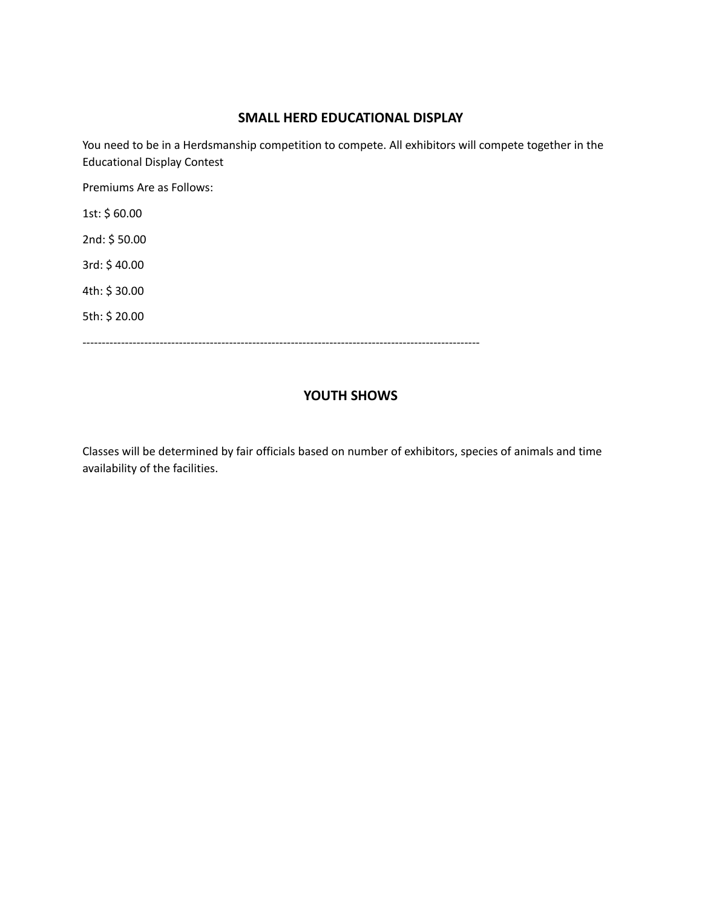## SMALL HERD EDUCATIONAL DISPLAY

You need to be in a Herdsmanship competition to compete. All exhibitors will compete together in the Educational Display Contest

Premiums Are as Follows:

1st: $ 60.00

2nd: $ 50.00

3rd: $ 40.00

4th: $ 30.00

5th: $ 20.00

-----------------------------------------------------------------------------------------------------

## YOUTH SHOWS

Classes will be determined by fair officials based on number of exhibitors, species of animals and time availability of the facilities.